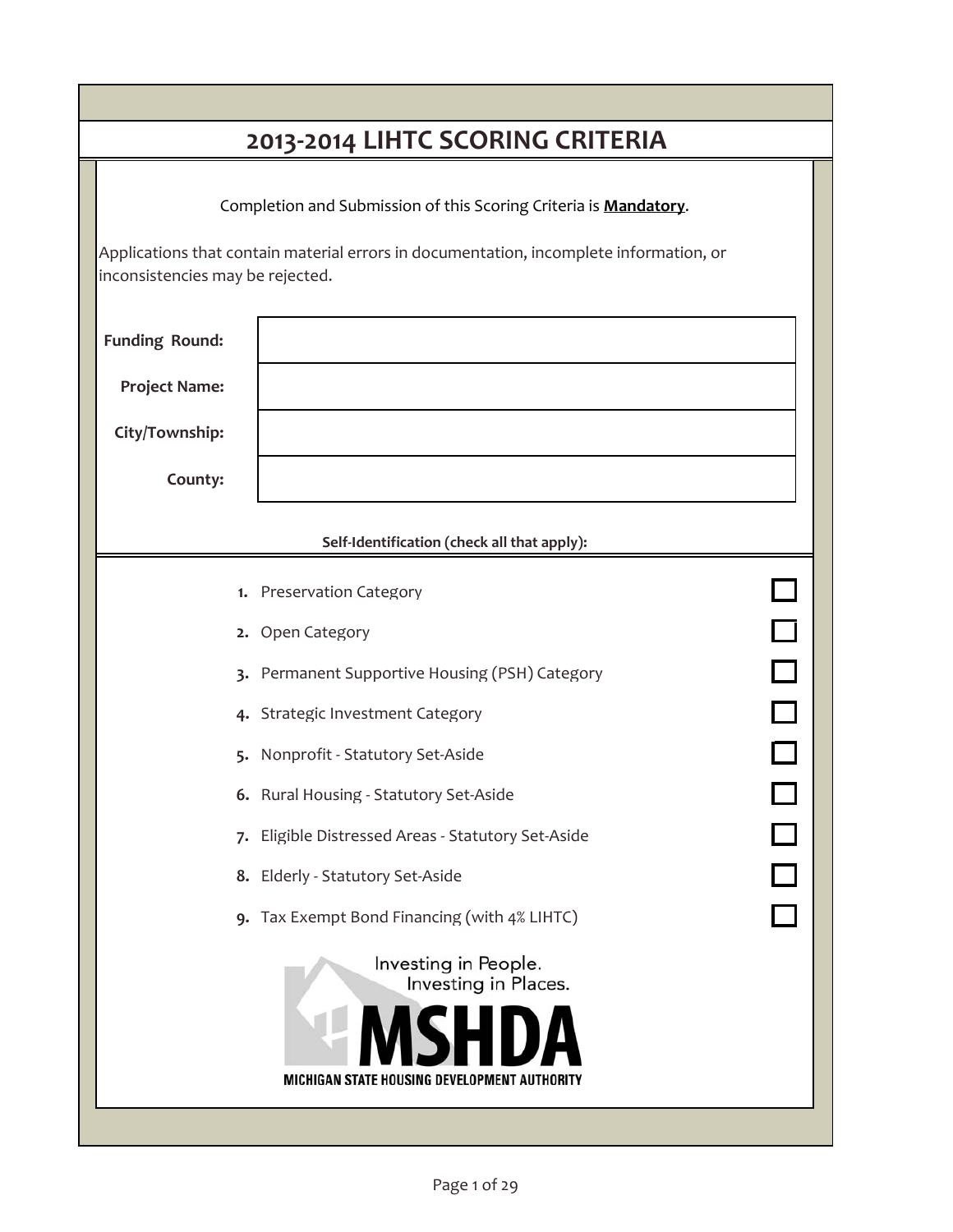# 2013-2014 LIHTC SCORING CRITERIA

Completion and Submission of this Scoring Criteria is **Mandatory**.

Applications that contain material errors in documentation, incomplete information, or inconsistencies may be rejected.

| | |
|---|---|
| **Funding Round:** | |
| **Project Name:** | |
| **City/Township:** | |
| **County:** | |

**Self-Identification (check all that apply):**

1. Preservation Category ☐
2. Open Category ☐
3. Permanent Supportive Housing (PSH) Category ☐
4. Strategic Investment Category ☐
5. Nonprofit - Statutory Set-Aside ☐
6. Rural Housing - Statutory Set-Aside ☐
7. Eligible Distressed Areas - Statutory Set-Aside ☐
8. Elderly - Statutory Set-Aside ☐
9. Tax Exempt Bond Financing (with 4% LIHTC) ☐

Investing in People.
Investing in Places.

MSHDA

MICHIGAN STATE HOUSING DEVELOPMENT AUTHORITY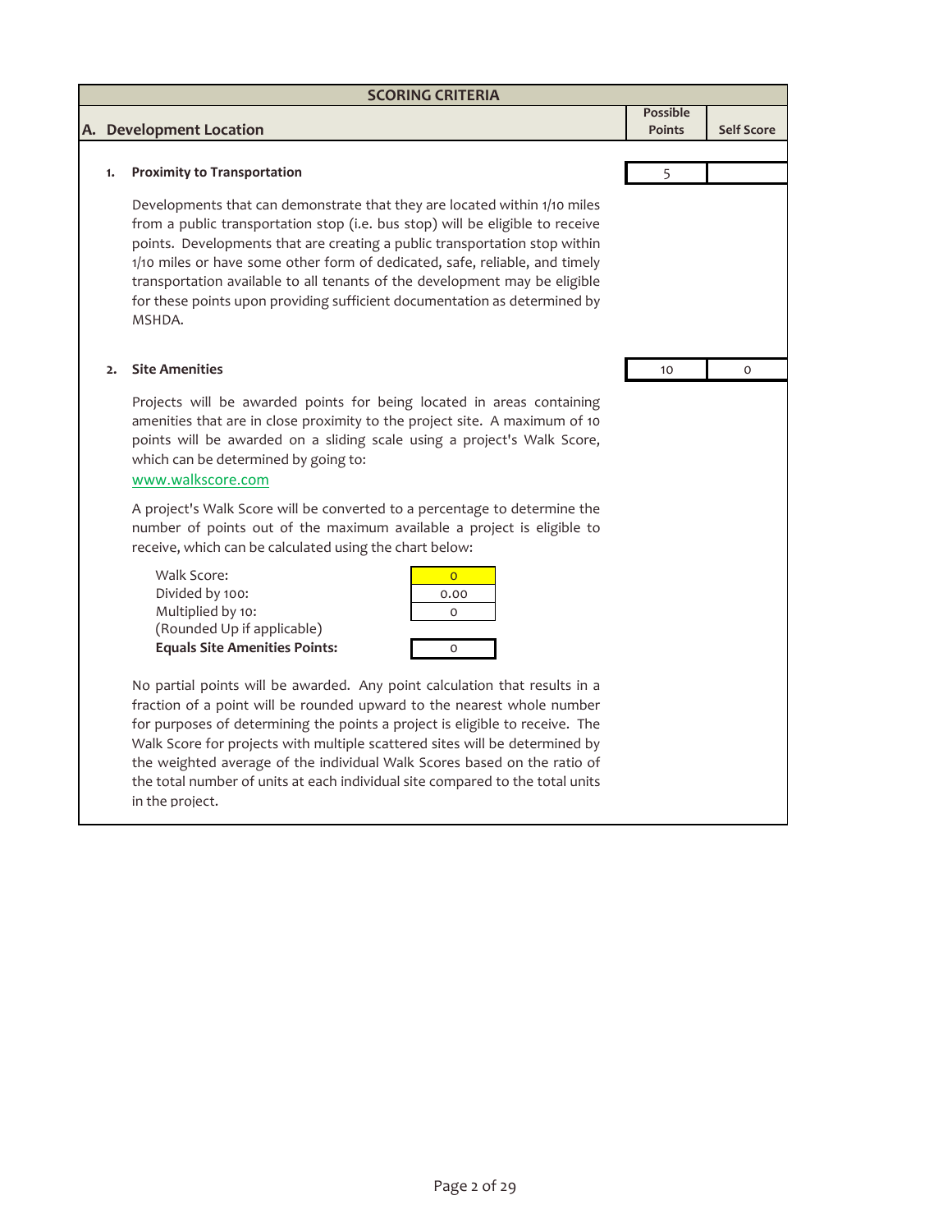## SCORING CRITERIA

| A. Development Location | Possible Points | Self Score |
|---|---|---|
| **1. Proximity to Transportation** | 5 | |
| **2. Site Amenities** | 10 | 0 |

### 1. Proximity to Transportation

Possible Points: 5

Developments that can demonstrate that they are located within 1/10 miles from a public transportation stop (i.e. bus stop) will be eligible to receive points. Developments that are creating a public transportation stop within 1/10 miles or have some other form of dedicated, safe, reliable, and timely transportation available to all tenants of the development may be eligible for these points upon providing sufficient documentation as determined by MSHDA.

### 2. Site Amenities

Possible Points: 10 | Self Score: 0

Projects will be awarded points for being located in areas containing amenities that are in close proximity to the project site. A maximum of 10 points will be awarded on a sliding scale using a project's Walk Score, which can be determined by going to:
www.walkscore.com

A project's Walk Score will be converted to a percentage to determine the number of points out of the maximum available a project is eligible to receive, which can be calculated using the chart below:

| | |
|---|---|
| Walk Score: | 0 |
| Divided by 100: | 0.00 |
| Multiplied by 10: | 0 |
| (Rounded Up if applicable) | |
| **Equals Site Amenities Points:** | 0 |

No partial points will be awarded. Any point calculation that results in a fraction of a point will be rounded upward to the nearest whole number for purposes of determining the points a project is eligible to receive. The Walk Score for projects with multiple scattered sites will be determined by the weighted average of the individual Walk Scores based on the ratio of the total number of units at each individual site compared to the total units in the project.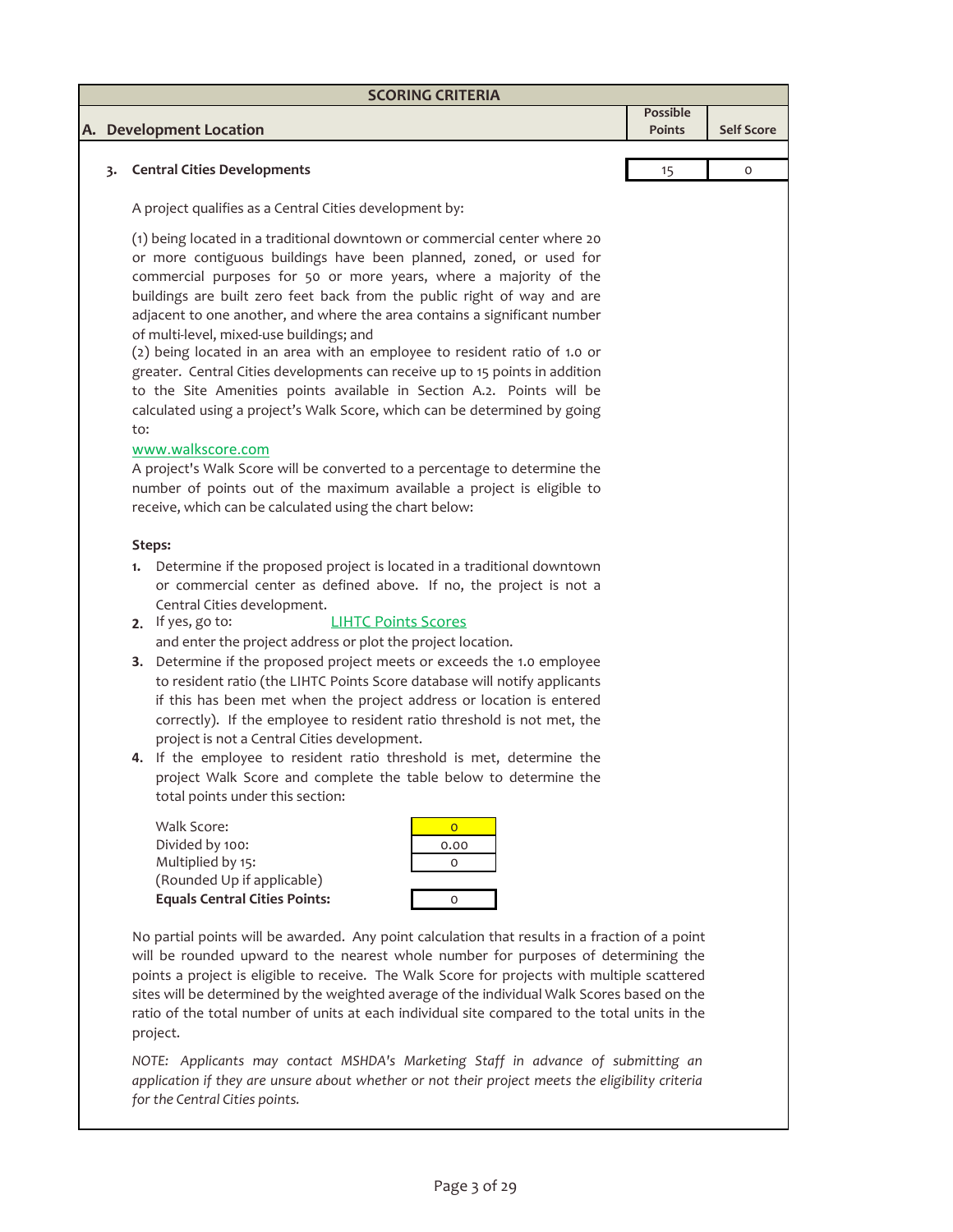## SCORING CRITERIA

| A. Development Location | Possible Points | Self Score |
|---|---|---|
| **3. Central Cities Developments** | 15 | 0 |

A project qualifies as a Central Cities development by:

(1) being located in a traditional downtown or commercial center where 20 or more contiguous buildings have been planned, zoned, or used for commercial purposes for 50 or more years, where a majority of the buildings are built zero feet back from the public right of way and are adjacent to one another, and where the area contains a significant number of multi-level, mixed-use buildings; and
(2) being located in an area with an employee to resident ratio of 1.0 or greater. Central Cities developments can receive up to 15 points in addition to the Site Amenities points available in Section A.2. Points will be calculated using a project's Walk Score, which can be determined by going to:
www.walkscore.com
A project's Walk Score will be converted to a percentage to determine the number of points out of the maximum available a project is eligible to receive, which can be calculated using the chart below:

**Steps:**

1. Determine if the proposed project is located in a traditional downtown or commercial center as defined above. If no, the project is not a Central Cities development.
2. If yes, go to: LIHTC Points Scores
   and enter the project address or plot the project location.
3. Determine if the proposed project meets or exceeds the 1.0 employee to resident ratio (the LIHTC Points Score database will notify applicants if this has been met when the project address or location is entered correctly). If the employee to resident ratio threshold is not met, the project is not a Central Cities development.
4. If the employee to resident ratio threshold is met, determine the project Walk Score and complete the table below to determine the total points under this section:

| | |
|---|---|
| Walk Score: | 0 |
| Divided by 100: | 0.00 |
| Multiplied by 15: | 0 |
| (Rounded Up if applicable) | |
| **Equals Central Cities Points:** | 0 |

No partial points will be awarded. Any point calculation that results in a fraction of a point will be rounded upward to the nearest whole number for purposes of determining the points a project is eligible to receive. The Walk Score for projects with multiple scattered sites will be determined by the weighted average of the individual Walk Scores based on the ratio of the total number of units at each individual site compared to the total units in the project.

*NOTE: Applicants may contact MSHDA's Marketing Staff in advance of submitting an application if they are unsure about whether or not their project meets the eligibility criteria for the Central Cities points.*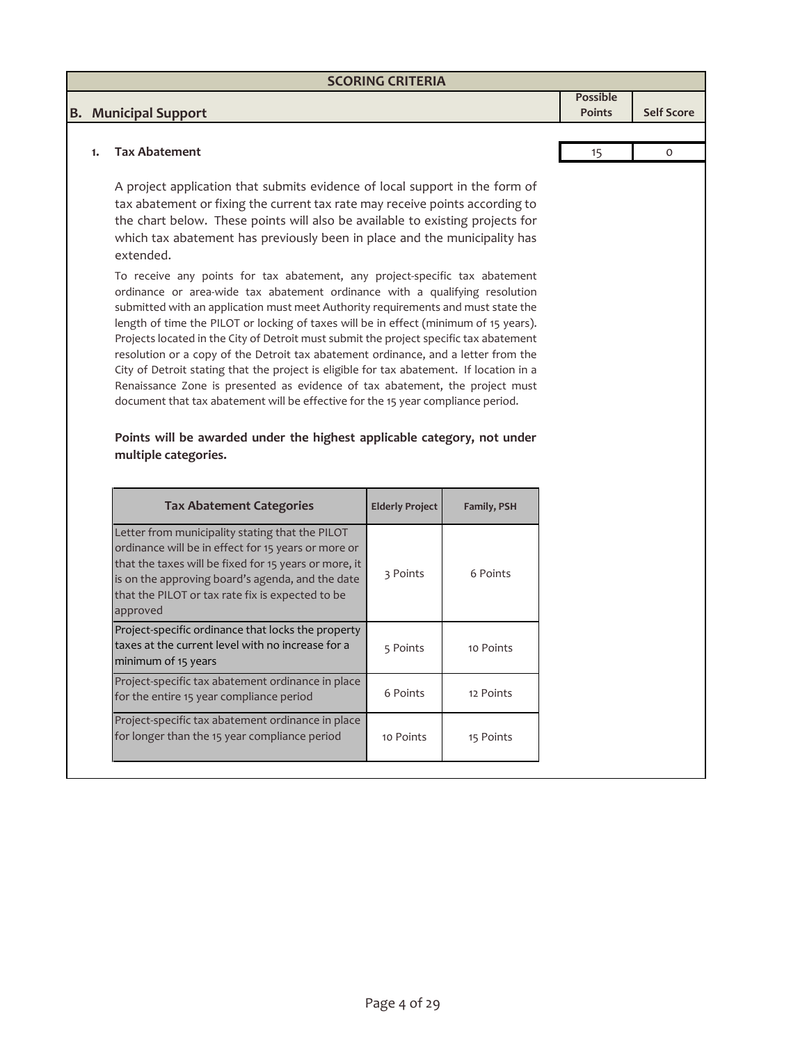## SCORING CRITERIA

| B. Municipal Support | Possible Points | Self Score |
|---|---|---|
| 1. Tax Abatement | 15 | 0 |

A project application that submits evidence of local support in the form of tax abatement or fixing the current tax rate may receive points according to the chart below. These points will also be available to existing projects for which tax abatement has previously been in place and the municipality has extended.

To receive any points for tax abatement, any project-specific tax abatement ordinance or area-wide tax abatement ordinance with a qualifying resolution submitted with an application must meet Authority requirements and must state the length of time the PILOT or locking of taxes will be in effect (minimum of 15 years). Projects located in the City of Detroit must submit the project specific tax abatement resolution or a copy of the Detroit tax abatement ordinance, and a letter from the City of Detroit stating that the project is eligible for tax abatement. If location in a Renaissance Zone is presented as evidence of tax abatement, the project must document that tax abatement will be effective for the 15 year compliance period.

**Points will be awarded under the highest applicable category, not under multiple categories.**

| Tax Abatement Categories | Elderly Project | Family, PSH |
|---|---|---|
| Letter from municipality stating that the PILOT ordinance will be in effect for 15 years or more or that the taxes will be fixed for 15 years or more, it is on the approving board's agenda, and the date that the PILOT or tax rate fix is expected to be approved | 3 Points | 6 Points |
| Project-specific ordinance that locks the property taxes at the current level with no increase for a minimum of 15 years | 5 Points | 10 Points |
| Project-specific tax abatement ordinance in place for the entire 15 year compliance period | 6 Points | 12 Points |
| Project-specific tax abatement ordinance in place for longer than the 15 year compliance period | 10 Points | 15 Points |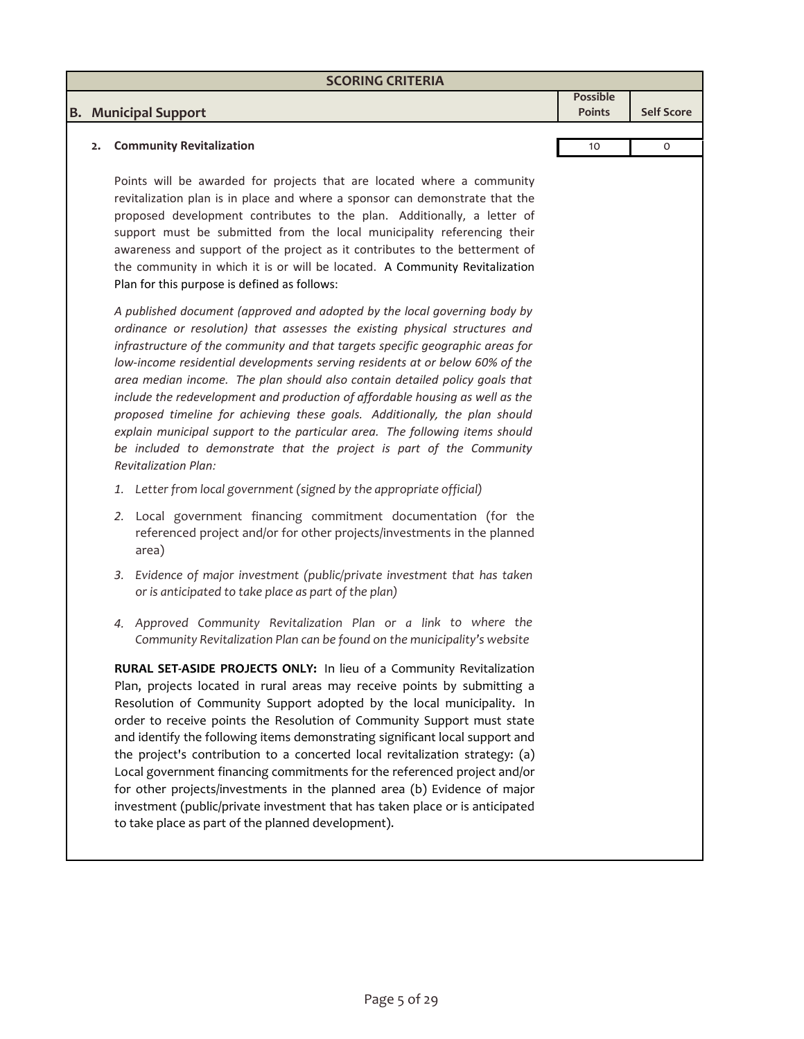| SCORING CRITERIA | | |
|---|---|---|
| **B. Municipal Support** | **Possible Points** | **Self Score** |
| **2. Community Revitalization** | 10 | 0 |

Points will be awarded for projects that are located where a community revitalization plan is in place and where a sponsor can demonstrate that the proposed development contributes to the plan. Additionally, a letter of support must be submitted from the local municipality referencing their awareness and support of the project as it contributes to the betterment of the community in which it is or will be located. A Community Revitalization Plan for this purpose is defined as follows:

*A published document (approved and adopted by the local governing body by ordinance or resolution) that assesses the existing physical structures and infrastructure of the community and that targets specific geographic areas for low-income residential developments serving residents at or below 60% of the area median income. The plan should also contain detailed policy goals that include the redevelopment and production of affordable housing as well as the proposed timeline for achieving these goals. Additionally, the plan should explain municipal support to the particular area. The following items should be included to demonstrate that the project is part of the Community Revitalization Plan:*

1. *Letter from local government (signed by the appropriate official)*
2. Local government financing commitment documentation (for the referenced project and/or for other projects/investments in the planned area)
3. *Evidence of major investment (public/private investment that has taken or is anticipated to take place as part of the plan)*
4. *Approved Community Revitalization Plan or a link to where the Community Revitalization Plan can be found on the municipality's website*

**RURAL SET-ASIDE PROJECTS ONLY:** In lieu of a Community Revitalization Plan, projects located in rural areas may receive points by submitting a Resolution of Community Support adopted by the local municipality. In order to receive points the Resolution of Community Support must state and identify the following items demonstrating significant local support and the project's contribution to a concerted local revitalization strategy: (a) Local government financing commitments for the referenced project and/or for other projects/investments in the planned area (b) Evidence of major investment (public/private investment that has taken place or is anticipated to take place as part of the planned development).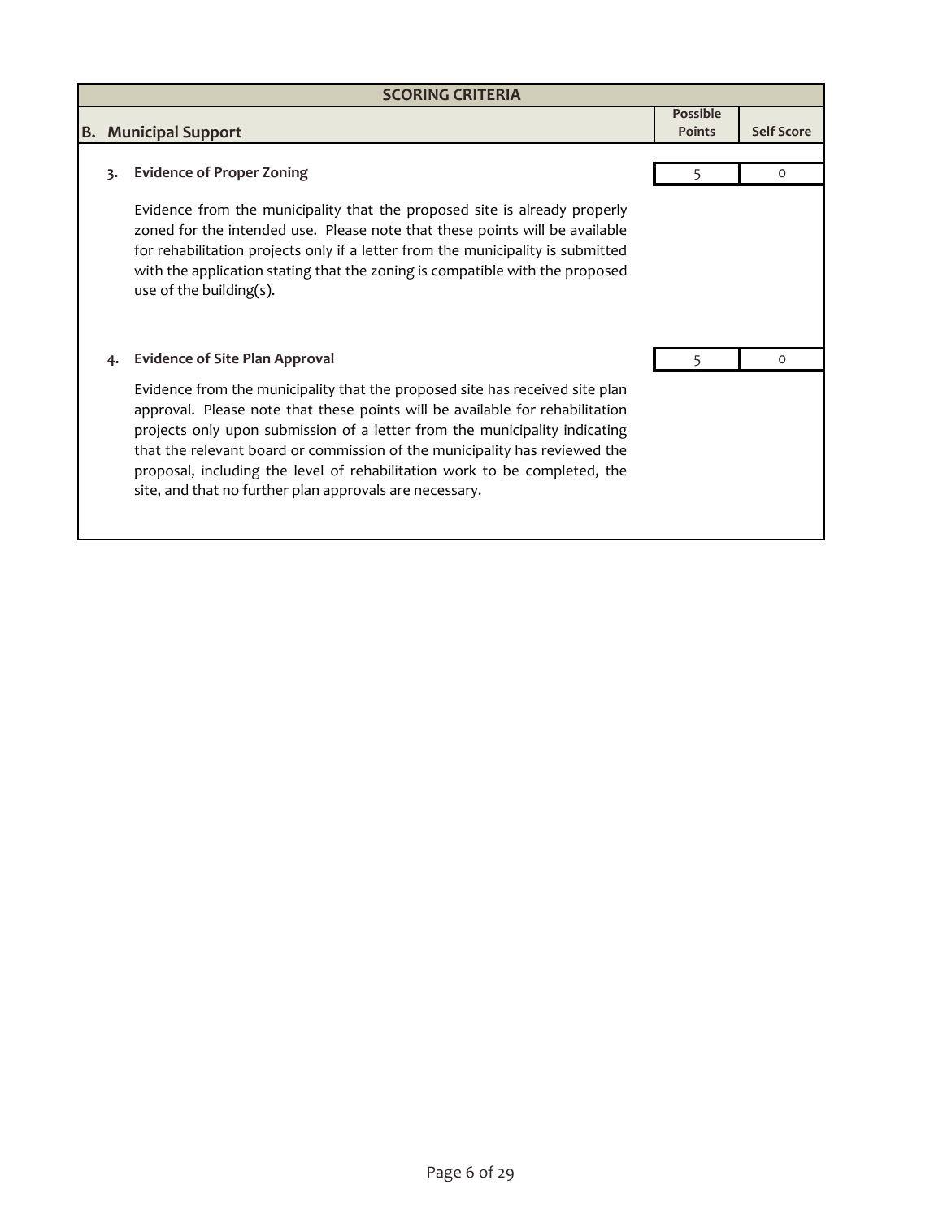## SCORING CRITERIA

| B. Municipal Support | Possible Points | Self Score |
|---|---|---|
| **3. Evidence of Proper Zoning** | 5 | 0 |
| Evidence from the municipality that the proposed site is already properly zoned for the intended use. Please note that these points will be available for rehabilitation projects only if a letter from the municipality is submitted with the application stating that the zoning is compatible with the proposed use of the building(s). | | |
| **4. Evidence of Site Plan Approval** | 5 | 0 |
| Evidence from the municipality that the proposed site has received site plan approval. Please note that these points will be available for rehabilitation projects only upon submission of a letter from the municipality indicating that the relevant board or commission of the municipality has reviewed the proposal, including the level of rehabilitation work to be completed, the site, and that no further plan approvals are necessary. | | |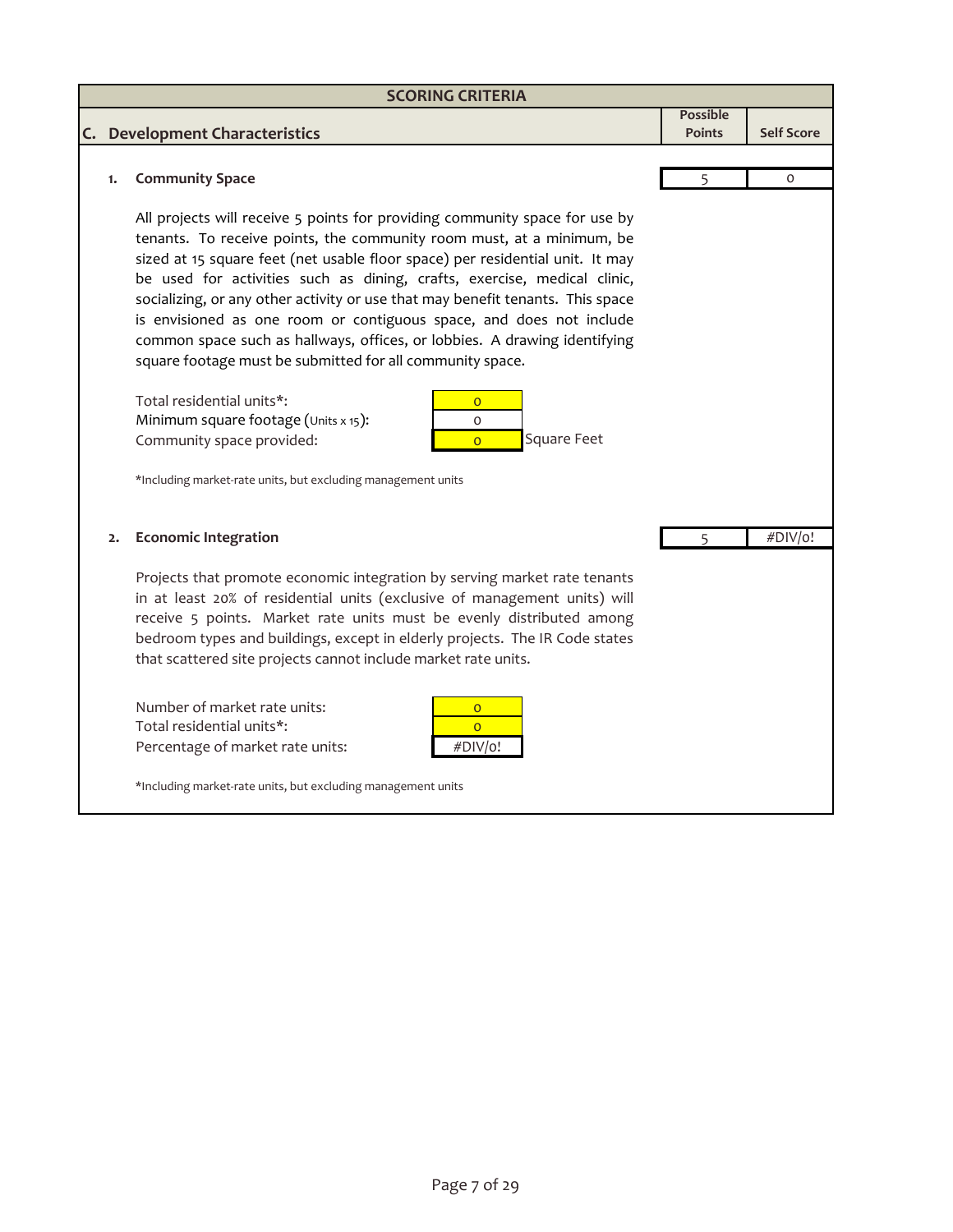| SCORING CRITERIA | | |
|---|---|---|
| **C. Development Characteristics** | **Possible Points** | **Self Score** |
| **1. Community Space** | 5 | 0 |

All projects will receive 5 points for providing community space for use by tenants. To receive points, the community room must, at a minimum, be sized at 15 square feet (net usable floor space) per residential unit. It may be used for activities such as dining, crafts, exercise, medical clinic, socializing, or any other activity or use that may benefit tenants. This space is envisioned as one room or contiguous space, and does not include common space such as hallways, offices, or lobbies. A drawing identifying square footage must be submitted for all community space.

| | | |
|---|---|---|
| Total residential units*: | 0 | |
| Minimum square footage (Units x 15): | 0 | |
| Community space provided: | 0 | Square Feet |

*Including market-rate units, but excluding management units

| | Possible Points | Self Score |
|---|---|---|
| **2. Economic Integration** | 5 | #DIV/0! |

Projects that promote economic integration by serving market rate tenants in at least 20% of residential units (exclusive of management units) will receive 5 points. Market rate units must be evenly distributed among bedroom types and buildings, except in elderly projects. The IR Code states that scattered site projects cannot include market rate units.

| | |
|---|---|
| Number of market rate units: | 0 |
| Total residential units*: | 0 |
| Percentage of market rate units: | #DIV/0! |

*Including market-rate units, but excluding management units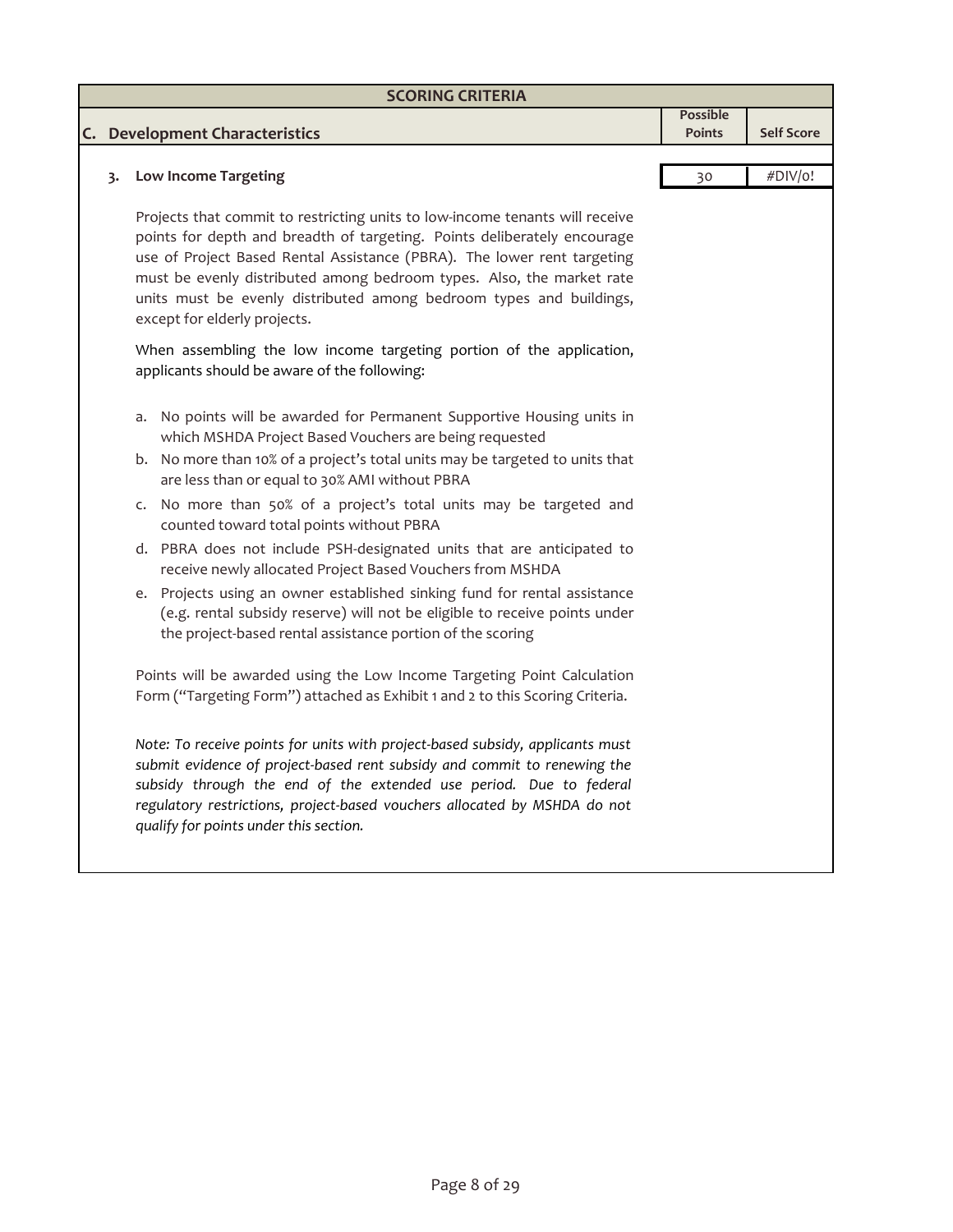| SCORING CRITERIA | | |
|---|---|---|
| **C. Development Characteristics** | **Possible Points** | **Self Score** |
| **3. Low Income Targeting** | 30 | #DIV/0! |

Projects that commit to restricting units to low-income tenants will receive points for depth and breadth of targeting. Points deliberately encourage use of Project Based Rental Assistance (PBRA). The lower rent targeting must be evenly distributed among bedroom types. Also, the market rate units must be evenly distributed among bedroom types and buildings, except for elderly projects.

When assembling the low income targeting portion of the application, applicants should be aware of the following:

a. No points will be awarded for Permanent Supportive Housing units in which MSHDA Project Based Vouchers are being requested
b. No more than 10% of a project's total units may be targeted to units that are less than or equal to 30% AMI without PBRA
c. No more than 50% of a project's total units may be targeted and counted toward total points without PBRA
d. PBRA does not include PSH-designated units that are anticipated to receive newly allocated Project Based Vouchers from MSHDA
e. Projects using an owner established sinking fund for rental assistance (e.g. rental subsidy reserve) will not be eligible to receive points under the project-based rental assistance portion of the scoring

Points will be awarded using the Low Income Targeting Point Calculation Form ("Targeting Form") attached as Exhibit 1 and 2 to this Scoring Criteria.

*Note: To receive points for units with project-based subsidy, applicants must submit evidence of project-based rent subsidy and commit to renewing the subsidy through the end of the extended use period. Due to federal regulatory restrictions, project-based vouchers allocated by MSHDA do not qualify for points under this section.*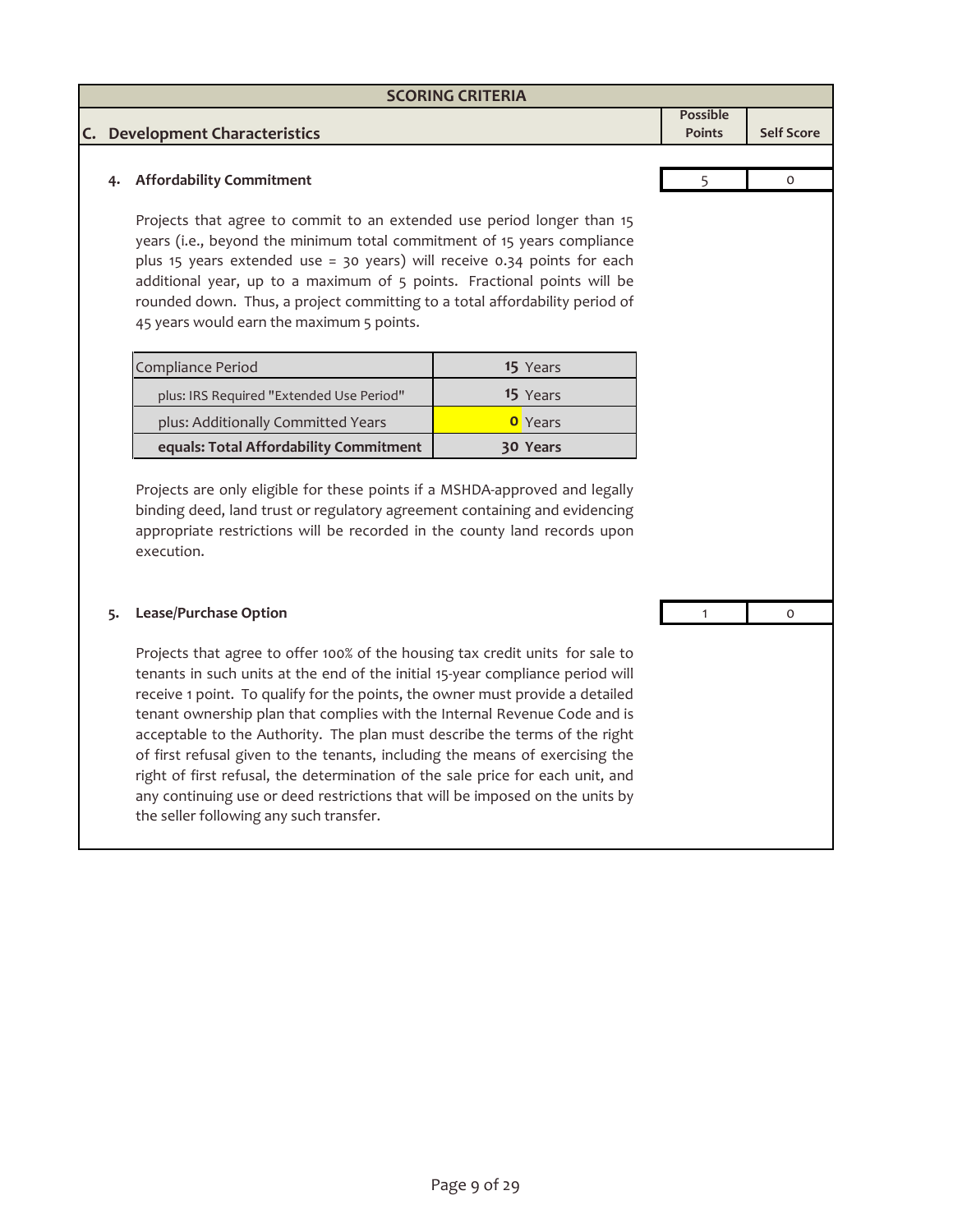## SCORING CRITERIA

| C. Development Characteristics | Possible Points | Self Score |
|---|---|---|
| **4. Affordability Commitment** | 5 | 0 |

Projects that agree to commit to an extended use period longer than 15 years (i.e., beyond the minimum total commitment of 15 years compliance plus 15 years extended use = 30 years) will receive 0.34 points for each additional year, up to a maximum of 5 points. Fractional points will be rounded down. Thus, a project committing to a total affordability period of 45 years would earn the maximum 5 points.

| | |
|---|---|
| Compliance Period | **15** Years |
| plus: IRS Required "Extended Use Period" | **15** Years |
| plus: Additionally Committed Years | **0** Years |
| **equals: Total Affordability Commitment** | **30 Years** |

Projects are only eligible for these points if a MSHDA-approved and legally binding deed, land trust or regulatory agreement containing and evidencing appropriate restrictions will be recorded in the county land records upon execution.

| | Possible Points | Self Score |
|---|---|---|
| **5. Lease/Purchase Option** | 1 | 0 |

Projects that agree to offer 100% of the housing tax credit units for sale to tenants in such units at the end of the initial 15-year compliance period will receive 1 point. To qualify for the points, the owner must provide a detailed tenant ownership plan that complies with the Internal Revenue Code and is acceptable to the Authority. The plan must describe the terms of the right of first refusal given to the tenants, including the means of exercising the right of first refusal, the determination of the sale price for each unit, and any continuing use or deed restrictions that will be imposed on the units by the seller following any such transfer.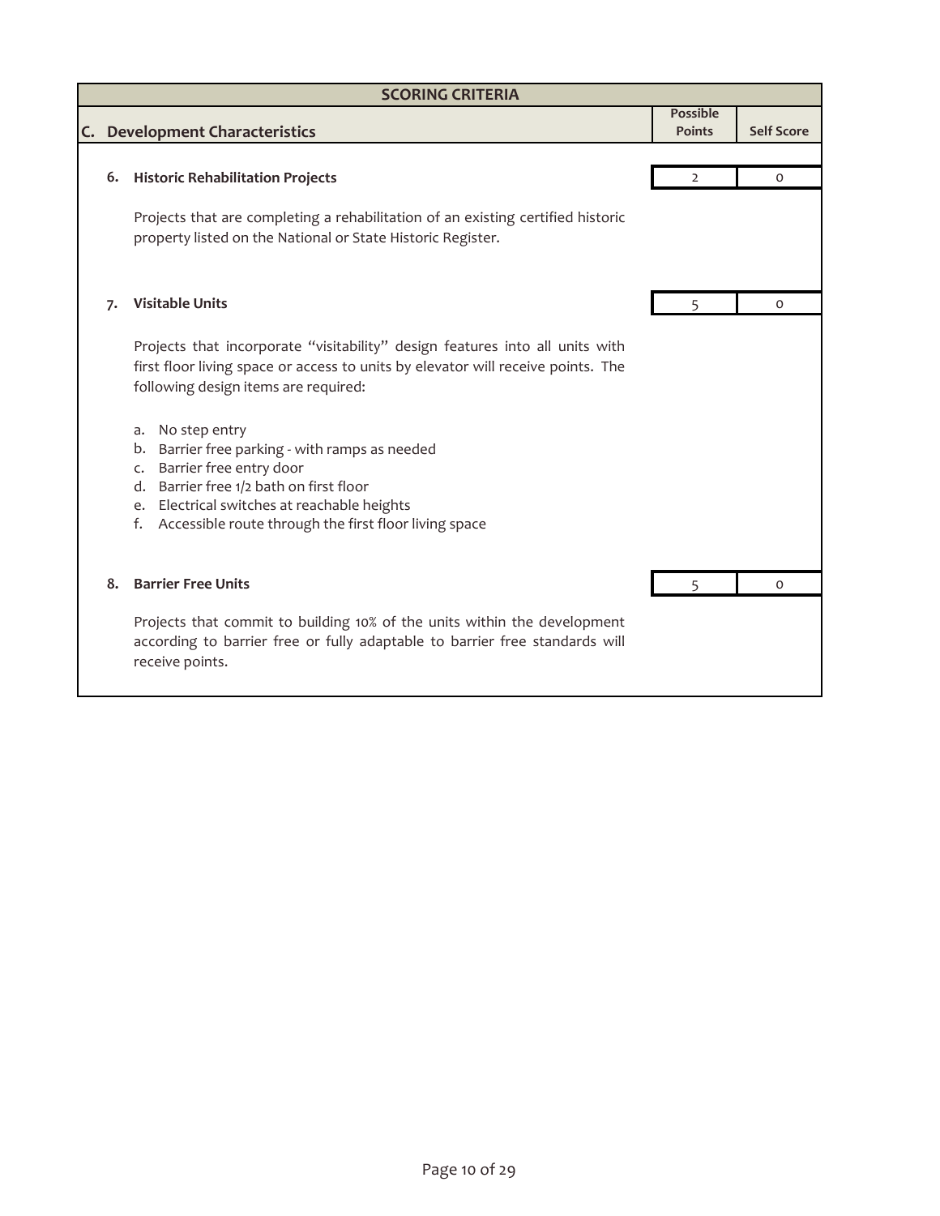| SCORING CRITERIA | | |
|---|---|---|
| **C. Development Characteristics** | **Possible Points** | **Self Score** |
| **6. Historic Rehabilitation Projects** | 2 | 0 |
| Projects that are completing a rehabilitation of an existing certified historic property listed on the National or State Historic Register. | | |
| **7. Visitable Units** | 5 | 0 |
| Projects that incorporate "visitability" design features into all units with first floor living space or access to units by elevator will receive points. The following design items are required:<br><br>a. No step entry<br>b. Barrier free parking - with ramps as needed<br>c. Barrier free entry door<br>d. Barrier free 1/2 bath on first floor<br>e. Electrical switches at reachable heights<br>f. Accessible route through the first floor living space | | |
| **8. Barrier Free Units** | 5 | 0 |
| Projects that commit to building 10% of the units within the development according to barrier free or fully adaptable to barrier free standards will receive points. | | |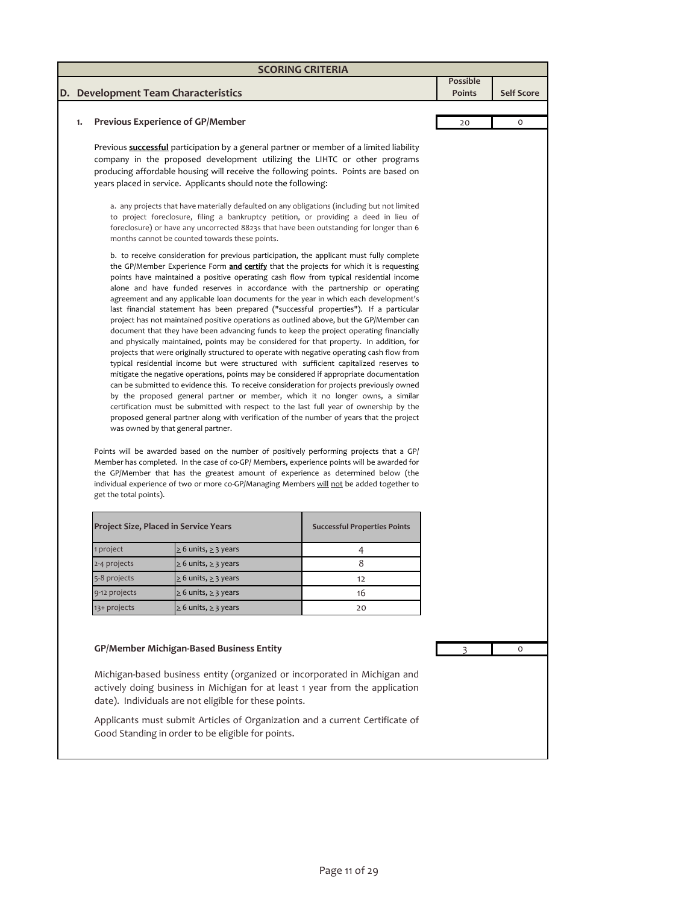## SCORING CRITERIA

| D. Development Team Characteristics | Possible Points | Self Score |
|---|---|---|
| **1. Previous Experience of GP/Member** | 20 | 0 |

Previous **successful** participation by a general partner or member of a limited liability company in the proposed development utilizing the LIHTC or other programs producing affordable housing will receive the following points. Points are based on years placed in service. Applicants should note the following:

a. any projects that have materially defaulted on any obligations (including but not limited to project foreclosure, filing a bankruptcy petition, or providing a deed in lieu of foreclosure) or have any uncorrected 8823s that have been outstanding for longer than 6 months cannot be counted towards these points.

b. to receive consideration for previous participation, the applicant must fully complete the GP/Member Experience Form **and certify** that the projects for which it is requesting points have maintained a positive operating cash flow from typical residential income alone and have funded reserves in accordance with the partnership or operating agreement and any applicable loan documents for the year in which each development's last financial statement has been prepared ("successful properties"). If a particular project has not maintained positive operations as outlined above, but the GP/Member can document that they have been advancing funds to keep the project operating financially and physically maintained, points may be considered for that property. In addition, for projects that were originally structured to operate with negative operating cash flow from typical residential income but were structured with sufficient capitalized reserves to mitigate the negative operations, points may be considered if appropriate documentation can be submitted to evidence this. To receive consideration for projects previously owned by the proposed general partner or member, which it no longer owns, a similar certification must be submitted with respect to the last full year of ownership by the proposed general partner along with verification of the number of years that the project was owned by that general partner.

Points will be awarded based on the number of positively performing projects that a GP/Member has completed. In the case of co-GP/ Members, experience points will be awarded for the GP/Member that has the greatest amount of experience as determined below (the individual experience of two or more co-GP/Managing Members will not be added together to get the total points).

| Project Size, Placed in Service Years | | Successful Properties Points |
|---|---|---|
| 1 project | ≥ 6 units, ≥ 3 years | 4 |
| 2-4 projects | ≥ 6 units, ≥ 3 years | 8 |
| 5-8 projects | ≥ 6 units, ≥ 3 years | 12 |
| 9-12 projects | ≥ 6 units, ≥ 3 years | 16 |
| 13+ projects | ≥ 6 units, ≥ 3 years | 20 |

| GP/Member Michigan-Based Business Entity | Possible Points | Self Score |
|---|---|---|
| **GP/Member Michigan-Based Business Entity** | 3 | 0 |

Michigan-based business entity (organized or incorporated in Michigan and actively doing business in Michigan for at least 1 year from the application date). Individuals are not eligible for these points.

Applicants must submit Articles of Organization and a current Certificate of Good Standing in order to be eligible for points.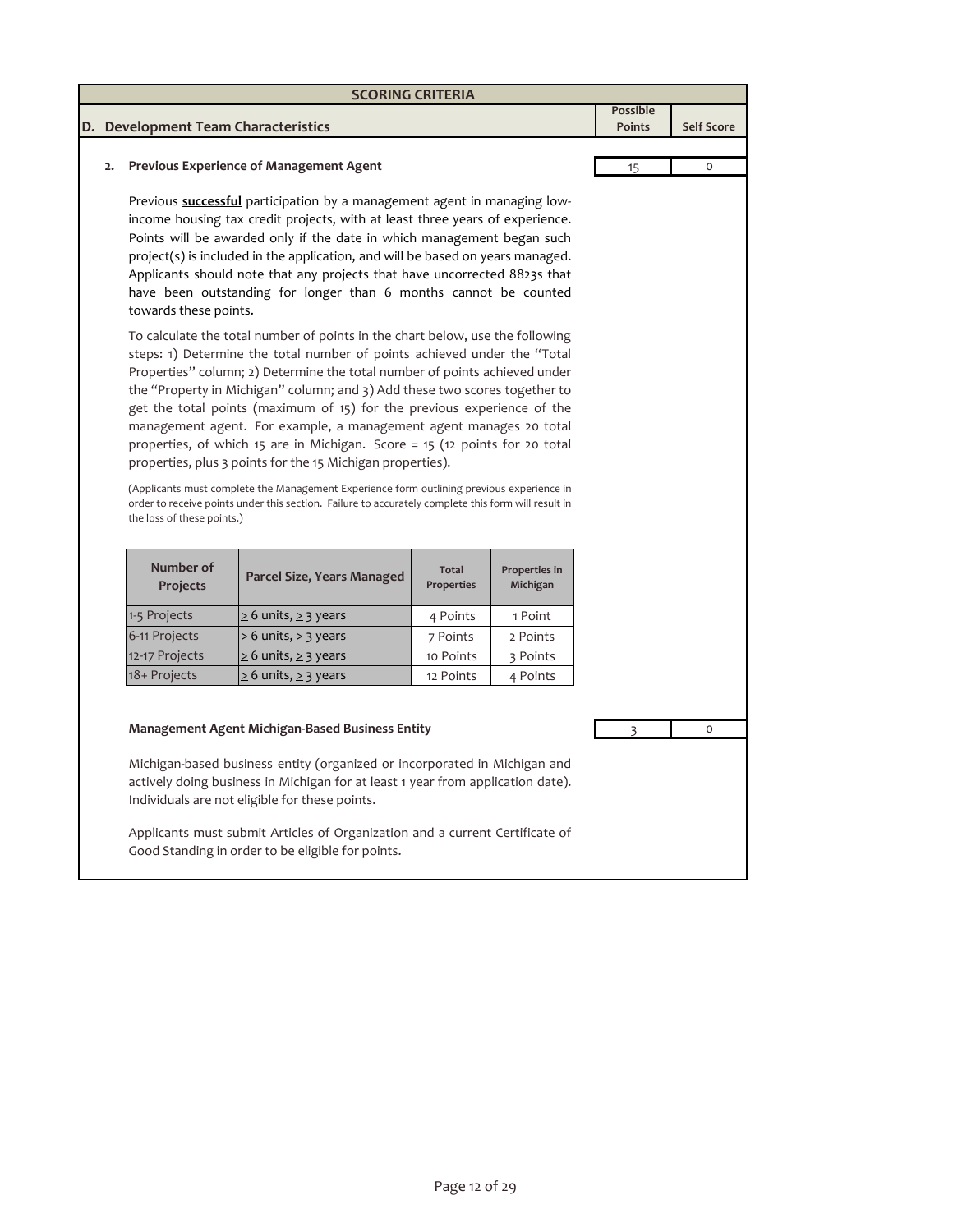## SCORING CRITERIA

| D. Development Team Characteristics | Possible Points | Self Score |
|---|---|---|
| **2. Previous Experience of Management Agent** | 15 | 0 |

Previous **successful** participation by a management agent in managing low-income housing tax credit projects, with at least three years of experience. Points will be awarded only if the date in which management began such project(s) is included in the application, and will be based on years managed. Applicants should note that any projects that have uncorrected 8823s that have been outstanding for longer than 6 months cannot be counted towards these points.

To calculate the total number of points in the chart below, use the following steps: 1) Determine the total number of points achieved under the "Total Properties" column; 2) Determine the total number of points achieved under the "Property in Michigan" column; and 3) Add these two scores together to get the total points (maximum of 15) for the previous experience of the management agent. For example, a management agent manages 20 total properties, of which 15 are in Michigan. Score = 15 (12 points for 20 total properties, plus 3 points for the 15 Michigan properties).

(Applicants must complete the Management Experience form outlining previous experience in order to receive points under this section. Failure to accurately complete this form will result in the loss of these points.)

| Number of Projects | Parcel Size, Years Managed | Total Properties | Properties in Michigan |
|---|---|---|---|
| 1-5 Projects | ≥ 6 units, ≥ 3 years | 4 Points | 1 Point |
| 6-11 Projects | ≥ 6 units, ≥ 3 years | 7 Points | 2 Points |
| 12-17 Projects | ≥ 6 units, ≥ 3 years | 10 Points | 3 Points |
| 18+ Projects | ≥ 6 units, ≥ 3 years | 12 Points | 4 Points |

| | Possible Points | Self Score |
|---|---|---|
| **Management Agent Michigan-Based Business Entity** | 3 | 0 |

Michigan-based business entity (organized or incorporated in Michigan and actively doing business in Michigan for at least 1 year from application date). Individuals are not eligible for these points.

Applicants must submit Articles of Organization and a current Certificate of Good Standing in order to be eligible for points.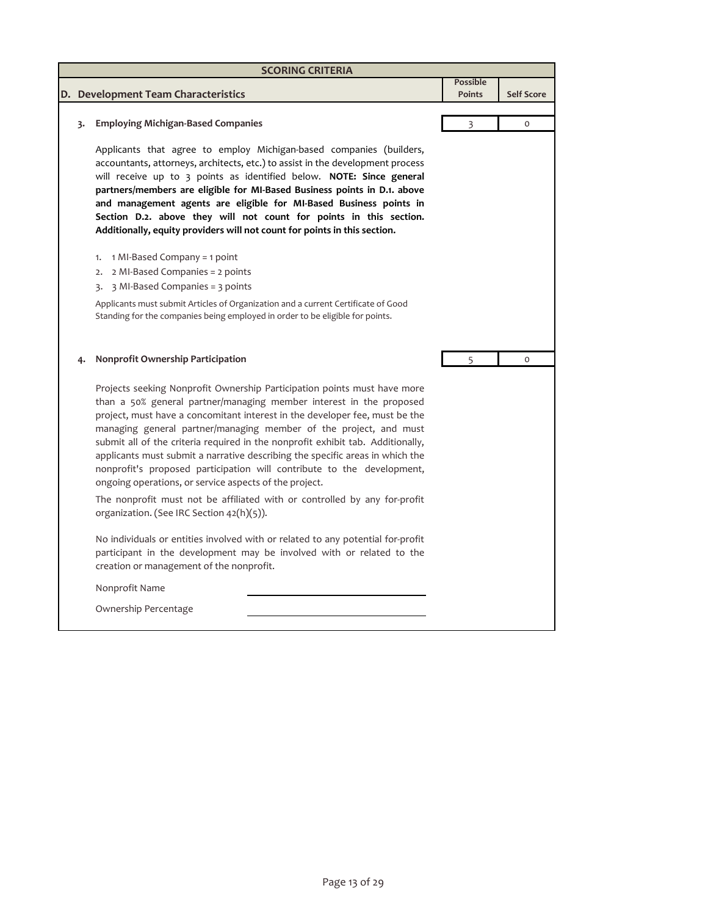## SCORING CRITERIA

| D. Development Team Characteristics | Possible Points | Self Score |
|---|---|---|
| **3. Employing Michigan-Based Companies** | 3 | 0 |

Applicants that agree to employ Michigan-based companies (builders, accountants, attorneys, architects, etc.) to assist in the development process will receive up to 3 points as identified below. **NOTE: Since general partners/members are eligible for MI-Based Business points in D.1. above and management agents are eligible for MI-Based Business points in Section D.2. above they will not count for points in this section. Additionally, equity providers will not count for points in this section.**

1. 1 MI-Based Company = 1 point
2. 2 MI-Based Companies = 2 points
3. 3 MI-Based Companies = 3 points

Applicants must submit Articles of Organization and a current Certificate of Good Standing for the companies being employed in order to be eligible for points.

| | Possible Points | Self Score |
|---|---|---|
| **4. Nonprofit Ownership Participation** | 5 | 0 |

Projects seeking Nonprofit Ownership Participation points must have more than a 50% general partner/managing member interest in the proposed project, must have a concomitant interest in the developer fee, must be the managing general partner/managing member of the project, and must submit all of the criteria required in the nonprofit exhibit tab. Additionally, applicants must submit a narrative describing the specific areas in which the nonprofit's proposed participation will contribute to the development, ongoing operations, or service aspects of the project.

The nonprofit must not be affiliated with or controlled by any for-profit organization. (See IRC Section 42(h)(5)).

No individuals or entities involved with or related to any potential for-profit participant in the development may be involved with or related to the creation or management of the nonprofit.

Nonprofit Name \_\_\_\_\_\_\_\_\_\_\_\_\_\_\_\_\_\_\_\_

Ownership Percentage \_\_\_\_\_\_\_\_\_\_\_\_\_\_\_\_\_\_\_\_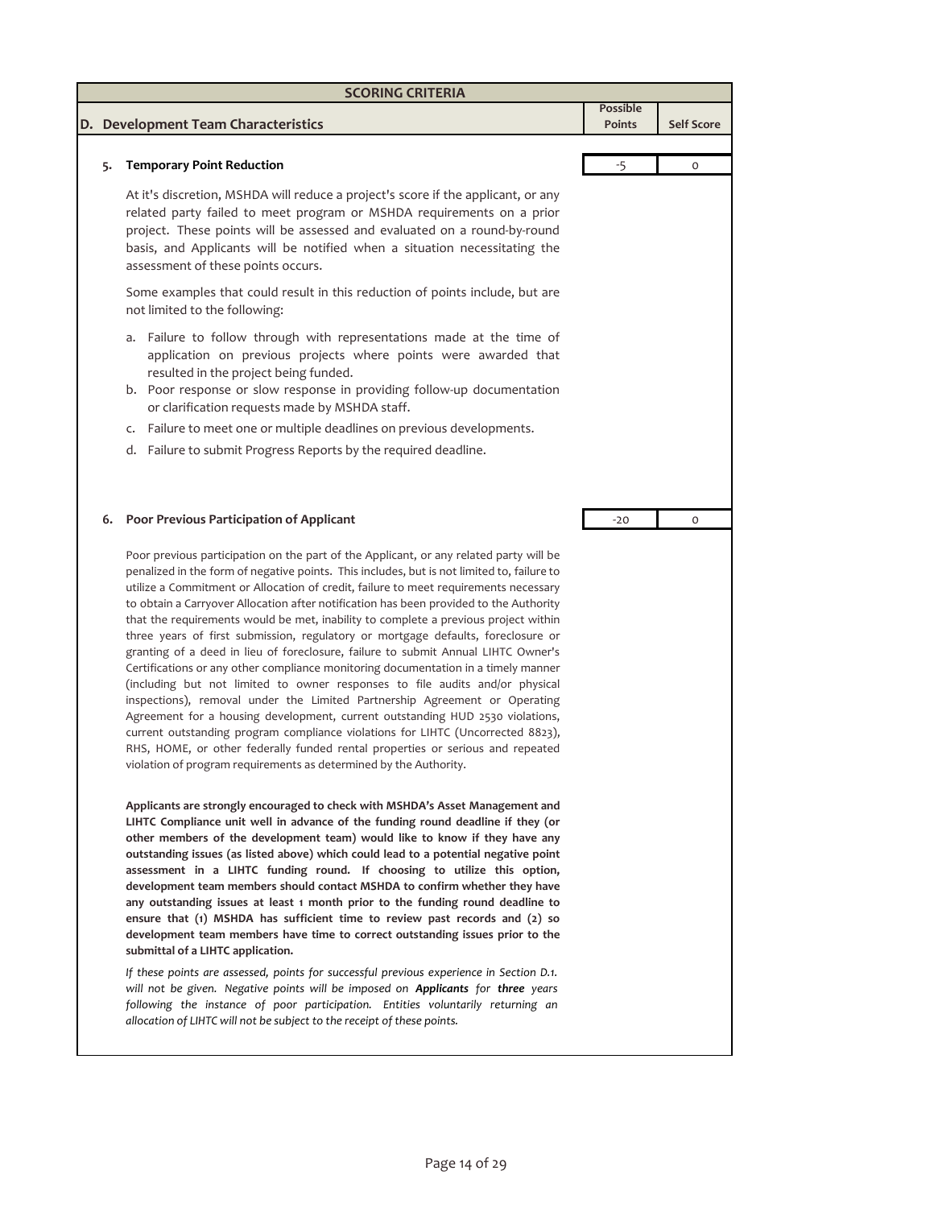## SCORING CRITERIA

| D. Development Team Characteristics | Possible Points | Self Score |
|---|---|---|
| **5. Temporary Point Reduction** | -5 | 0 |

At it's discretion, MSHDA will reduce a project's score if the applicant, or any related party failed to meet program or MSHDA requirements on a prior project. These points will be assessed and evaluated on a round-by-round basis, and Applicants will be notified when a situation necessitating the assessment of these points occurs.

Some examples that could result in this reduction of points include, but are not limited to the following:

a. Failure to follow through with representations made at the time of application on previous projects where points were awarded that resulted in the project being funded.
b. Poor response or slow response in providing follow-up documentation or clarification requests made by MSHDA staff.
c. Failure to meet one or multiple deadlines on previous developments.
d. Failure to submit Progress Reports by the required deadline.

| | Possible Points | Self Score |
|---|---|---|
| **6. Poor Previous Participation of Applicant** | -20 | 0 |

Poor previous participation on the part of the Applicant, or any related party will be penalized in the form of negative points. This includes, but is not limited to, failure to utilize a Commitment or Allocation of credit, failure to meet requirements necessary to obtain a Carryover Allocation after notification has been provided to the Authority that the requirements would be met, inability to complete a previous project within three years of first submission, regulatory or mortgage defaults, foreclosure or granting of a deed in lieu of foreclosure, failure to submit Annual LIHTC Owner's Certifications or any other compliance monitoring documentation in a timely manner (including but not limited to owner responses to file audits and/or physical inspections), removal under the Limited Partnership Agreement or Operating Agreement for a housing development, current outstanding HUD 2530 violations, current outstanding program compliance violations for LIHTC (Uncorrected 8823), RHS, HOME, or other federally funded rental properties or serious and repeated violation of program requirements as determined by the Authority.

**Applicants are strongly encouraged to check with MSHDA's Asset Management and LIHTC Compliance unit well in advance of the funding round deadline if they (or other members of the development team) would like to know if they have any outstanding issues (as listed above) which could lead to a potential negative point assessment in a LIHTC funding round. If choosing to utilize this option, development team members should contact MSHDA to confirm whether they have any outstanding issues at least 1 month prior to the funding round deadline to ensure that (1) MSHDA has sufficient time to review past records and (2) so development team members have time to correct outstanding issues prior to the submittal of a LIHTC application.**

*If these points are assessed, points for successful previous experience in Section D.1. will not be given. Negative points will be imposed on **Applicants** for **three** years following the instance of poor participation. Entities voluntarily returning an allocation of LIHTC will not be subject to the receipt of these points.*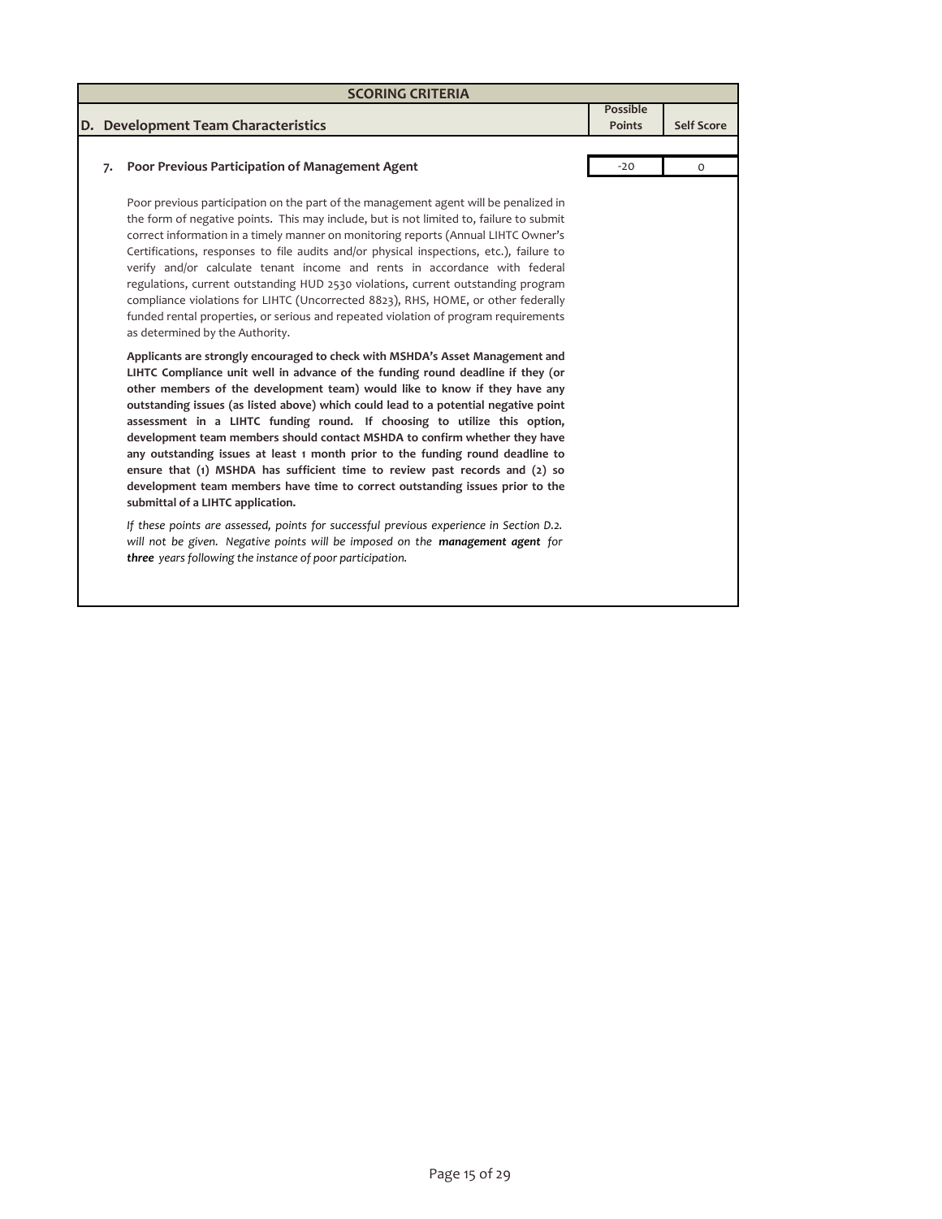| SCORING CRITERIA | | |
|---|---|---|
| **D. Development Team Characteristics** | **Possible Points** | **Self Score** |
| **7. Poor Previous Participation of Management Agent** | -20 | 0 |

Poor previous participation on the part of the management agent will be penalized in the form of negative points. This may include, but is not limited to, failure to submit correct information in a timely manner on monitoring reports (Annual LIHTC Owner's Certifications, responses to file audits and/or physical inspections, etc.), failure to verify and/or calculate tenant income and rents in accordance with federal regulations, current outstanding HUD 2530 violations, current outstanding program compliance violations for LIHTC (Uncorrected 8823), RHS, HOME, or other federally funded rental properties, or serious and repeated violation of program requirements as determined by the Authority.

**Applicants are strongly encouraged to check with MSHDA's Asset Management and LIHTC Compliance unit well in advance of the funding round deadline if they (or other members of the development team) would like to know if they have any outstanding issues (as listed above) which could lead to a potential negative point assessment in a LIHTC funding round. If choosing to utilize this option, development team members should contact MSHDA to confirm whether they have any outstanding issues at least 1 month prior to the funding round deadline to ensure that (1) MSHDA has sufficient time to review past records and (2) so development team members have time to correct outstanding issues prior to the submittal of a LIHTC application.**

*If these points are assessed, points for successful previous experience in Section D.2. will not be given. Negative points will be imposed on the **management agent** for **three** years following the instance of poor participation.*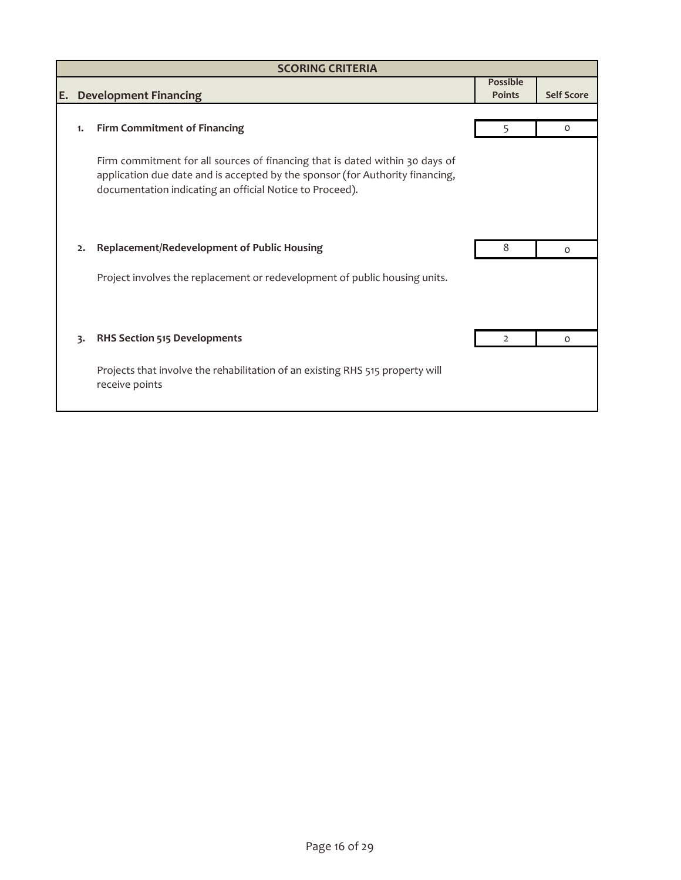| SCORING CRITERIA | | |
|---|---|---|
| **E. Development Financing** | **Possible Points** | **Self Score** |
| **1. Firm Commitment of Financing** | 5 | 0 |
| Firm commitment for all sources of financing that is dated within 30 days of application due date and is accepted by the sponsor (for Authority financing, documentation indicating an official Notice to Proceed). | | |
| **2. Replacement/Redevelopment of Public Housing** | 8 | 0 |
| Project involves the replacement or redevelopment of public housing units. | | |
| **3. RHS Section 515 Developments** | 2 | 0 |
| Projects that involve the rehabilitation of an existing RHS 515 property will receive points | | |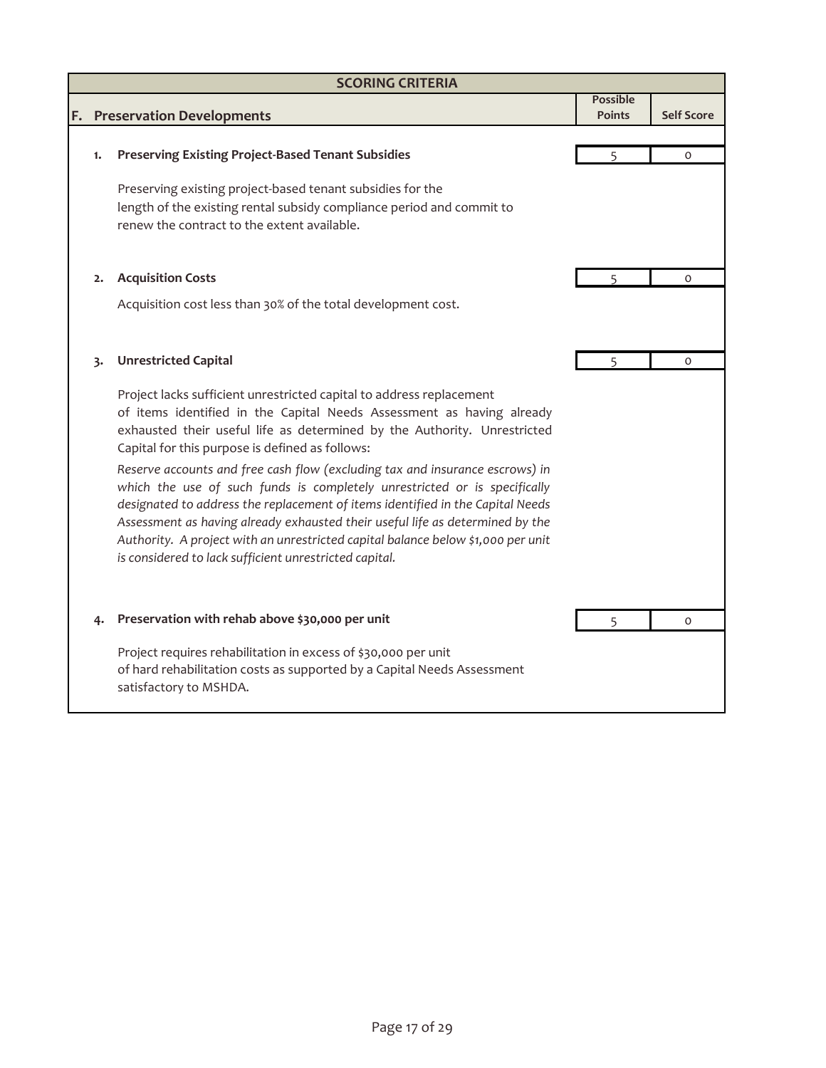## SCORING CRITERIA

| F. Preservation Developments | Possible Points | Self Score |
|---|---|---|
| **1. Preserving Existing Project-Based Tenant Subsidies** | 5 | 0 |
| **2. Acquisition Costs** | 5 | 0 |
| **3. Unrestricted Capital** | 5 | 0 |
| **4. Preservation with rehab above $30,000 per unit** | 5 | 0 |

**1. Preserving Existing Project-Based Tenant Subsidies**

Preserving existing project-based tenant subsidies for the length of the existing rental subsidy compliance period and commit to renew the contract to the extent available.

**2. Acquisition Costs**

Acquisition cost less than 30% of the total development cost.

**3. Unrestricted Capital**

Project lacks sufficient unrestricted capital to address replacement of items identified in the Capital Needs Assessment as having already exhausted their useful life as determined by the Authority. Unrestricted Capital for this purpose is defined as follows:

*Reserve accounts and free cash flow (excluding tax and insurance escrows) in which the use of such funds is completely unrestricted or is specifically designated to address the replacement of items identified in the Capital Needs Assessment as having already exhausted their useful life as determined by the Authority. A project with an unrestricted capital balance below $1,000 per unit is considered to lack sufficient unrestricted capital.*

**4. Preservation with rehab above $30,000 per unit**

Project requires rehabilitation in excess of $30,000 per unit of hard rehabilitation costs as supported by a Capital Needs Assessment satisfactory to MSHDA.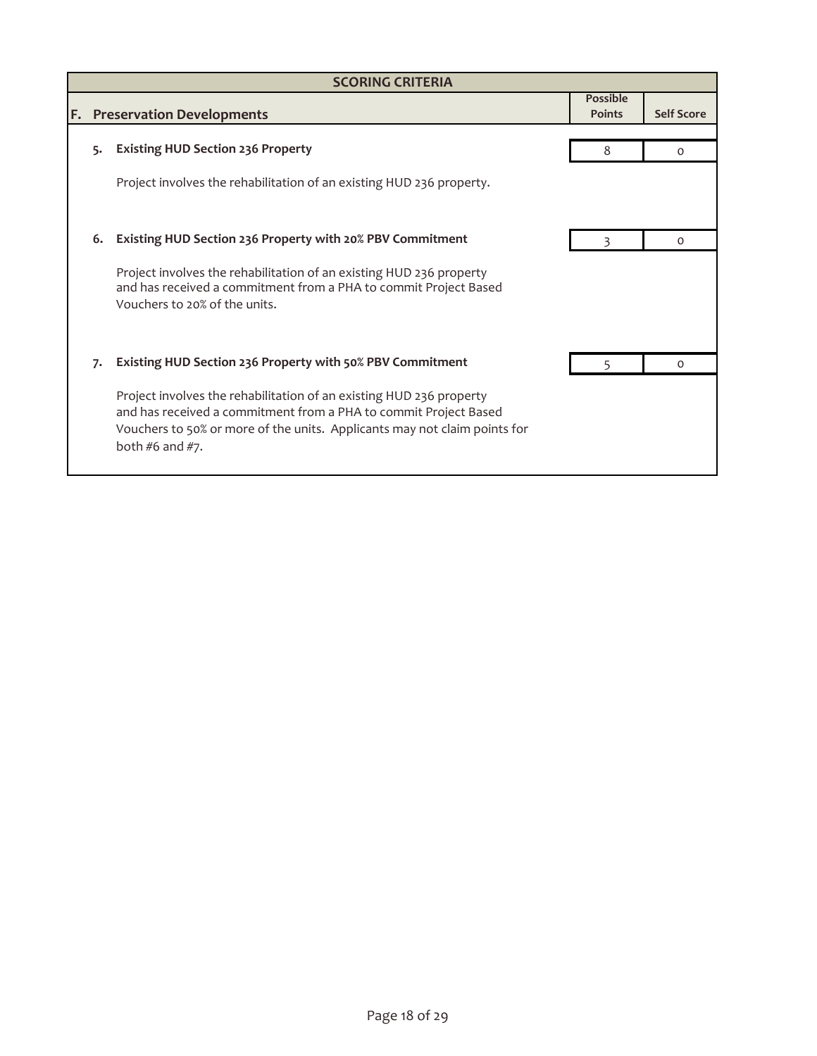| SCORING CRITERIA | | |
|---|---|---|
| **F. Preservation Developments** | **Possible Points** | **Self Score** |
| **5. Existing HUD Section 236 Property**<br><br>Project involves the rehabilitation of an existing HUD 236 property. | 8 | 0 |
| **6. Existing HUD Section 236 Property with 20% PBV Commitment**<br><br>Project involves the rehabilitation of an existing HUD 236 property and has received a commitment from a PHA to commit Project Based Vouchers to 20% of the units. | 3 | 0 |
| **7. Existing HUD Section 236 Property with 50% PBV Commitment**<br><br>Project involves the rehabilitation of an existing HUD 236 property and has received a commitment from a PHA to commit Project Based Vouchers to 50% or more of the units. Applicants may not claim points for both #6 and #7. | 5 | 0 |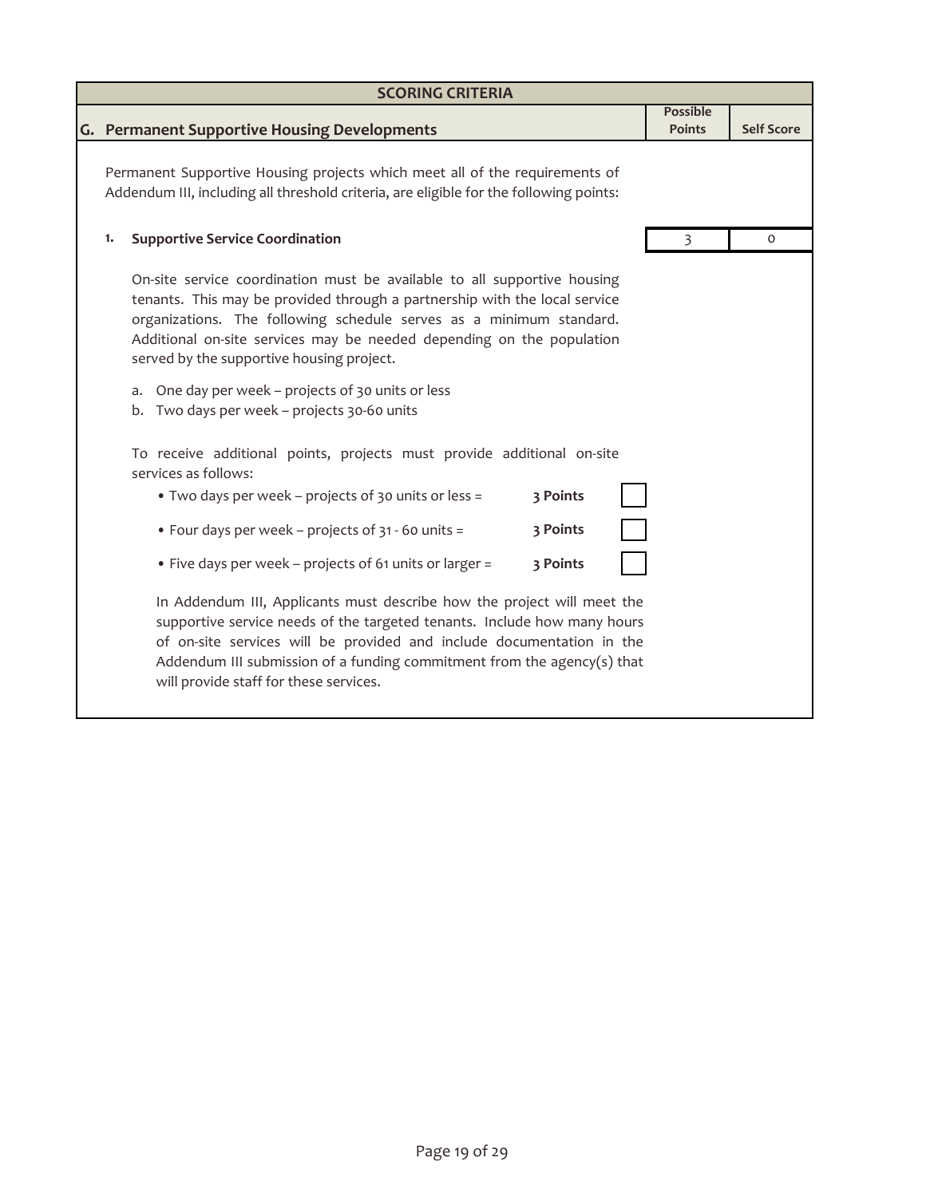## SCORING CRITERIA

| G. Permanent Supportive Housing Developments | Possible Points | Self Score |
|---|---|---|
| Permanent Supportive Housing projects which meet all of the requirements of Addendum III, including all threshold criteria, are eligible for the following points: | | |
| **1. Supportive Service Coordination** | 3 | 0 |

On-site service coordination must be available to all supportive housing tenants. This may be provided through a partnership with the local service organizations. The following schedule serves as a minimum standard. Additional on-site services may be needed depending on the population served by the supportive housing project.

a. One day per week – projects of 30 units or less
b. Two days per week – projects 30-60 units

To receive additional points, projects must provide additional on-site services as follows:

- Two days per week – projects of 30 units or less = **3 Points** ☐
- Four days per week – projects of 31 - 60 units = **3 Points** ☐
- Five days per week – projects of 61 units or larger = **3 Points** ☐

In Addendum III, Applicants must describe how the project will meet the supportive service needs of the targeted tenants. Include how many hours of on-site services will be provided and include documentation in the Addendum III submission of a funding commitment from the agency(s) that will provide staff for these services.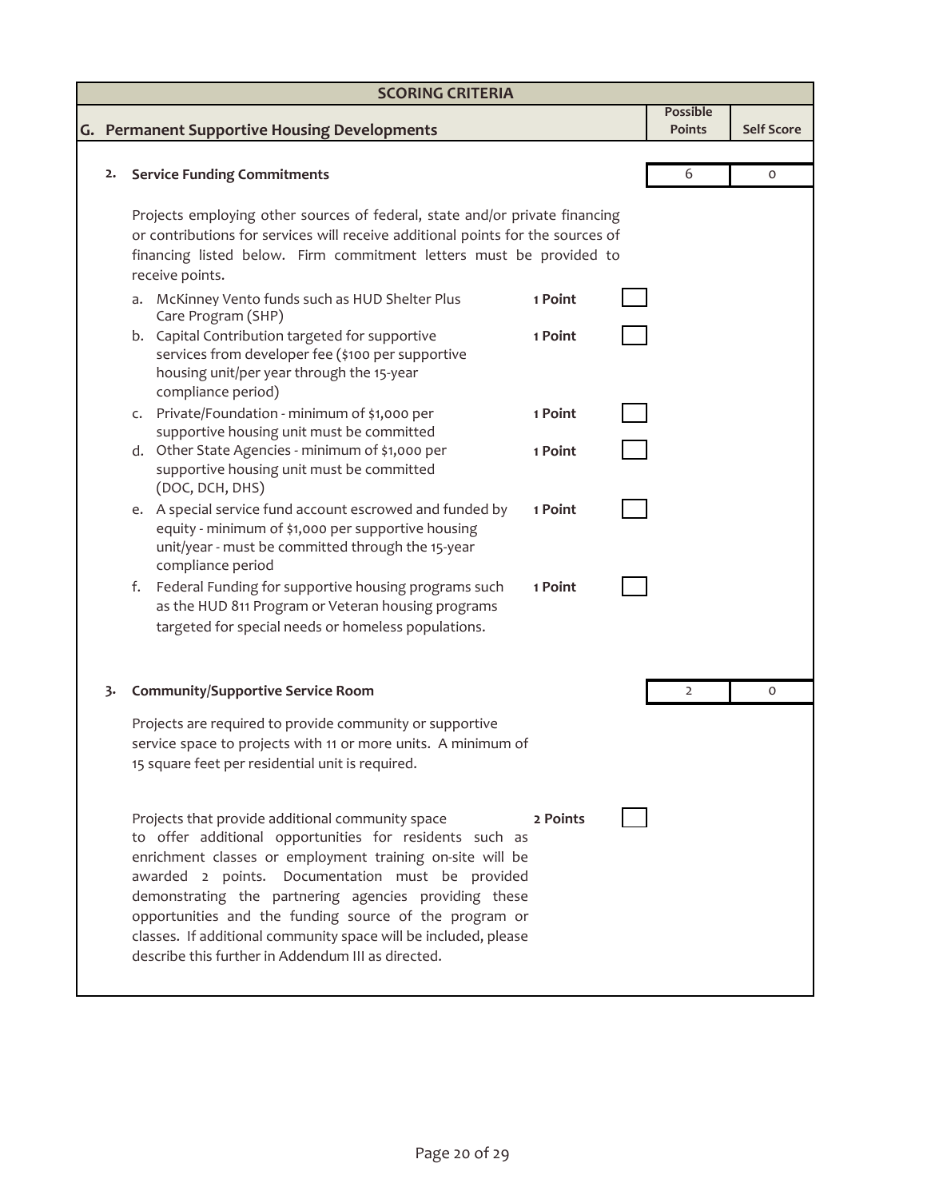## SCORING CRITERIA

| G. Permanent Supportive Housing Developments | Possible Points | Self Score |
|---|---|---|
| **2. Service Funding Commitments** | 6 | 0 |

Projects employing other sources of federal, state and/or private financing or contributions for services will receive additional points for the sources of financing listed below. Firm commitment letters must be provided to receive points.

a. McKinney Vento funds such as HUD Shelter Plus Care Program (SHP) — **1 Point** ☐

b. Capital Contribution targeted for supportive services from developer fee ($100 per supportive housing unit/per year through the 15-year compliance period) — **1 Point** ☐

c. Private/Foundation - minimum of $1,000 per supportive housing unit must be committed — **1 Point** ☐

d. Other State Agencies - minimum of $1,000 per supportive housing unit must be committed (DOC, DCH, DHS) — **1 Point** ☐

e. A special service fund account escrowed and funded by equity - minimum of $1,000 per supportive housing unit/year - must be committed through the 15-year compliance period — **1 Point** ☐

f. Federal Funding for supportive housing programs such as the HUD 811 Program or Veteran housing programs targeted for special needs or homeless populations. — **1 Point** ☐

| | Possible Points | Self Score |
|---|---|---|
| **3. Community/Supportive Service Room** | 2 | 0 |

Projects are required to provide community or supportive service space to projects with 11 or more units. A minimum of 15 square feet per residential unit is required.

Projects that provide additional community space to offer additional opportunities for residents such as enrichment classes or employment training on-site will be awarded 2 points. Documentation must be provided demonstrating the partnering agencies providing these opportunities and the funding source of the program or classes. If additional community space will be included, please describe this further in Addendum III as directed. — **2 Points** ☐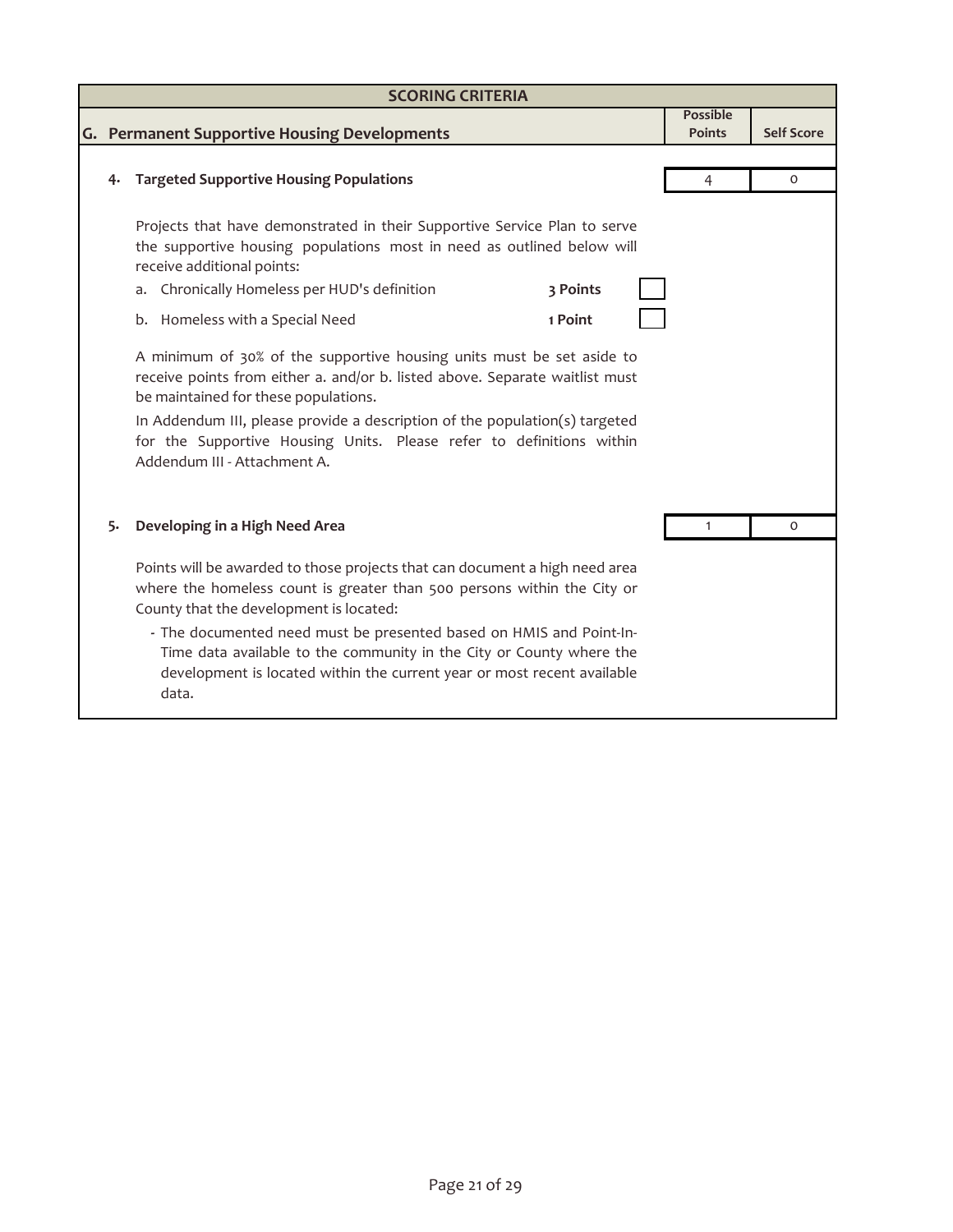## SCORING CRITERIA

| G. Permanent Supportive Housing Developments | Possible Points | Self Score |
|---|---|---|
| **4. Targeted Supportive Housing Populations** | 4 | 0 |
| **5. Developing in a High Need Area** | 1 | 0 |

### 4. Targeted Supportive Housing Populations

Projects that have demonstrated in their Supportive Service Plan to serve the supportive housing populations most in need as outlined below will receive additional points:

a. Chronically Homeless per HUD's definition — **3 Points** ☐

b. Homeless with a Special Need — **1 Point** ☐

A minimum of 30% of the supportive housing units must be set aside to receive points from either a. and/or b. listed above. Separate waitlist must be maintained for these populations.

In Addendum III, please provide a description of the population(s) targeted for the Supportive Housing Units. Please refer to definitions within Addendum III - Attachment A.

### 5. Developing in a High Need Area

Points will be awarded to those projects that can document a high need area where the homeless count is greater than 500 persons within the City or County that the development is located:

- The documented need must be presented based on HMIS and Point-In-Time data available to the community in the City or County where the development is located within the current year or most recent available data.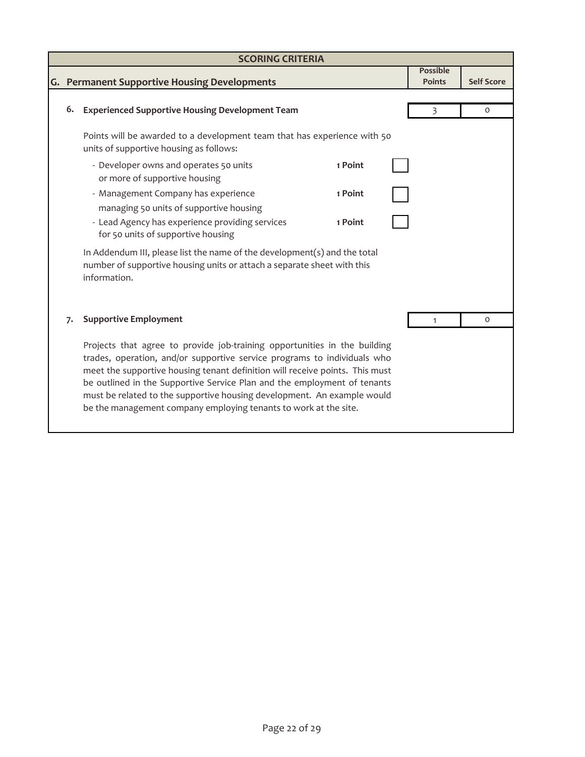## SCORING CRITERIA

| G. Permanent Supportive Housing Developments | Possible Points | Self Score |
|---|---|---|
| **6. Experienced Supportive Housing Development Team** | 3 | 0 |
| **7. Supportive Employment** | 1 | 0 |

### 6. Experienced Supportive Housing Development Team

Possible Points: 3 — Self Score: 0

Points will be awarded to a development team that has experience with 50 units of supportive housing as follows:

- Developer owns and operates 50 units or more of supportive housing — **1 Point** ☐
- Management Company has experience managing 50 units of supportive housing — **1 Point** ☐
- Lead Agency has experience providing services for 50 units of supportive housing — **1 Point** ☐

In Addendum III, please list the name of the development(s) and the total number of supportive housing units or attach a separate sheet with this information.

### 7. Supportive Employment

Possible Points: 1 — Self Score: 0

Projects that agree to provide job-training opportunities in the building trades, operation, and/or supportive service programs to individuals who meet the supportive housing tenant definition will receive points. This must be outlined in the Supportive Service Plan and the employment of tenants must be related to the supportive housing development. An example would be the management company employing tenants to work at the site.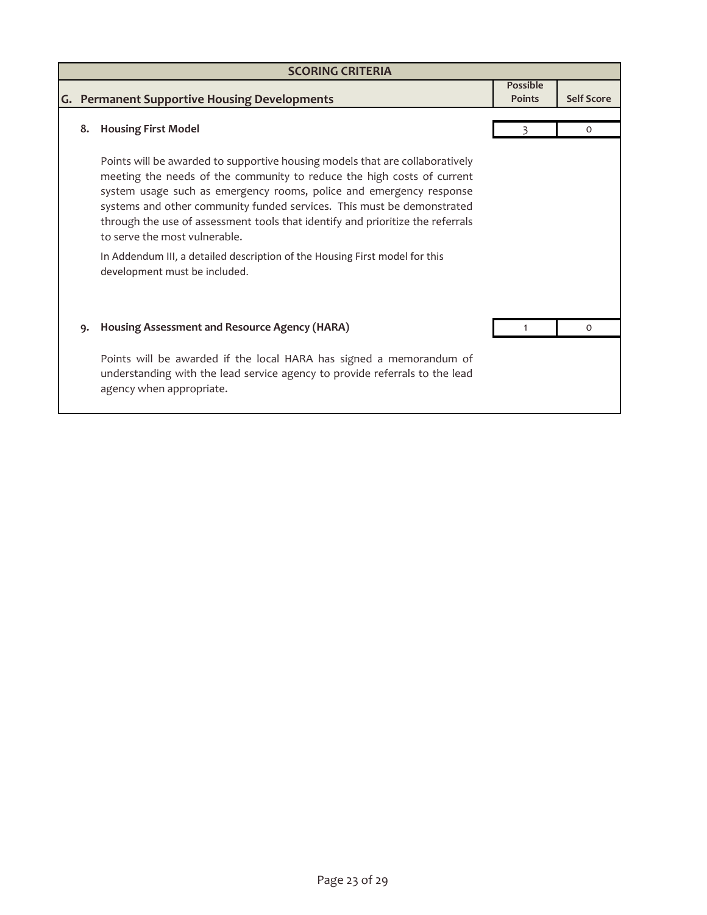| SCORING CRITERIA | | |
|---|---|---|
| **G. Permanent Supportive Housing Developments** | **Possible Points** | **Self Score** |
| **8. Housing First Model** | 3 | 0 |
| Points will be awarded to supportive housing models that are collaboratively meeting the needs of the community to reduce the high costs of current system usage such as emergency rooms, police and emergency response systems and other community funded services. This must be demonstrated through the use of assessment tools that identify and prioritize the referrals to serve the most vulnerable.<br><br>In Addendum III, a detailed description of the Housing First model for this development must be included. | | |
| **9. Housing Assessment and Resource Agency (HARA)** | 1 | 0 |
| Points will be awarded if the local HARA has signed a memorandum of understanding with the lead service agency to provide referrals to the lead agency when appropriate. | | |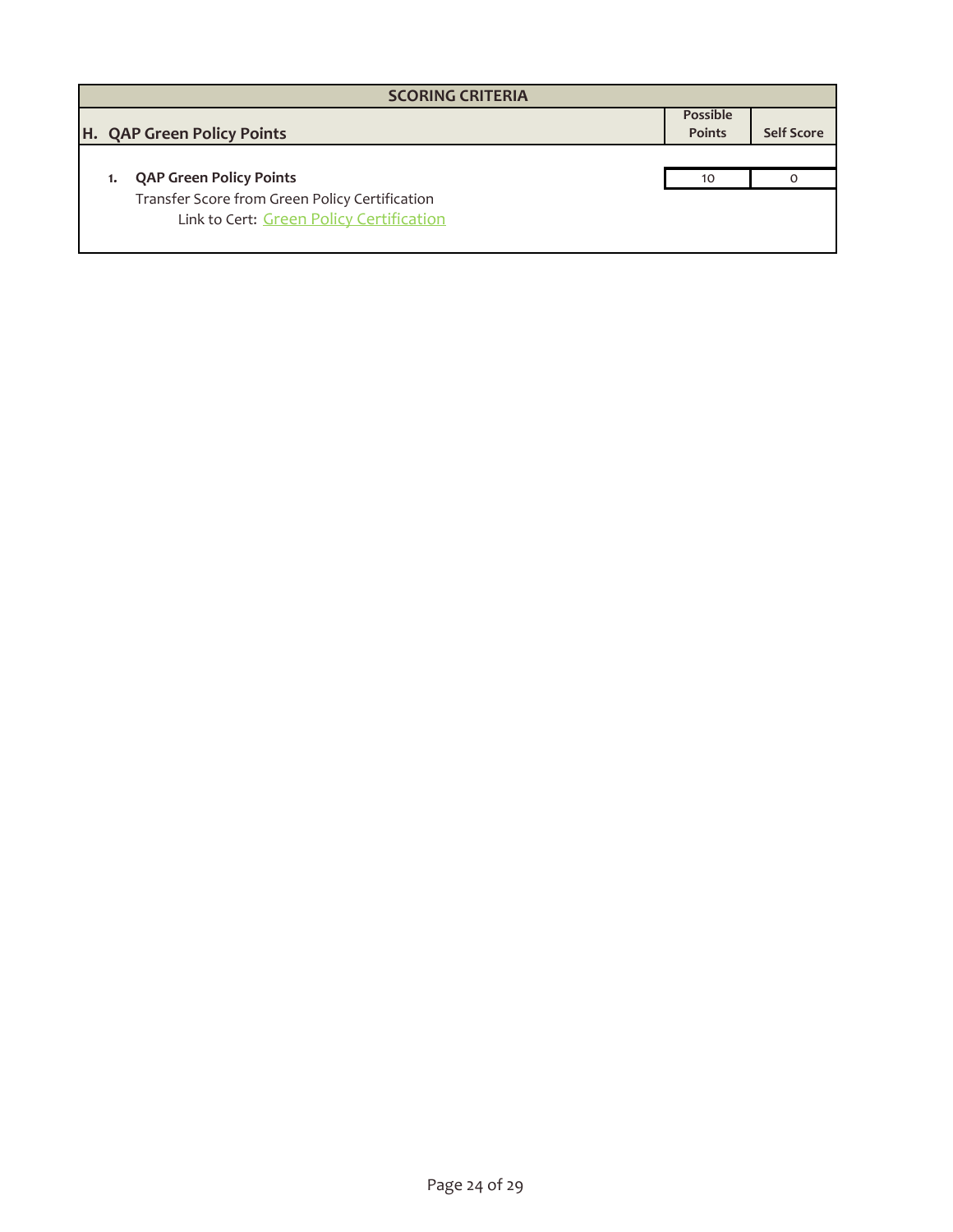| SCORING CRITERIA | | |
|---|---|---|
| **H. QAP Green Policy Points** | **Possible Points** | **Self Score** |
| **1. QAP Green Policy Points**<br>Transfer Score from Green Policy Certification<br>Link to Cert: Green Policy Certification | 10 | 0 |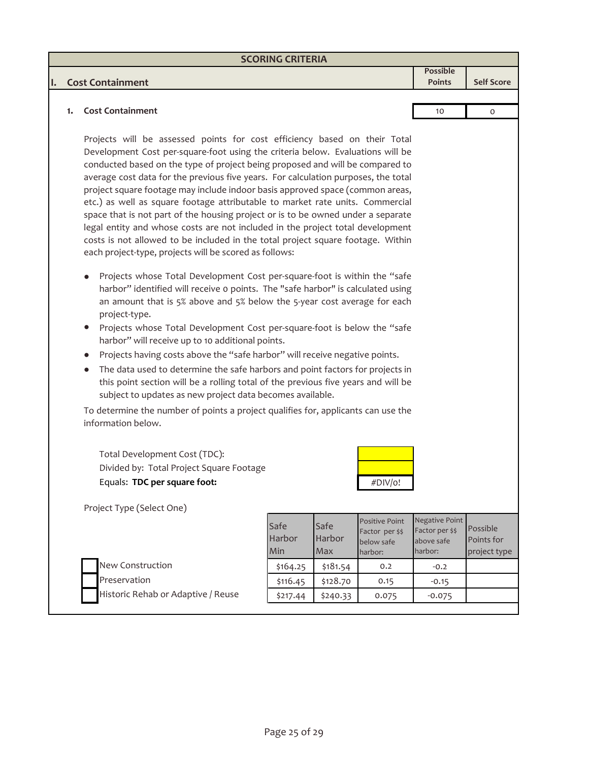## SCORING CRITERIA

| I. Cost Containment | Possible Points | Self Score |
|---|---|---|
| **1. Cost Containment** | 10 | 0 |

Projects will be assessed points for cost efficiency based on their Total Development Cost per-square-foot using the criteria below. Evaluations will be conducted based on the type of project being proposed and will be compared to average cost data for the previous five years. For calculation purposes, the total project square footage may include indoor basis approved space (common areas, etc.) as well as square footage attributable to market rate units. Commercial space that is not part of the housing project or is to be owned under a separate legal entity and whose costs are not included in the project total development costs is not allowed to be included in the total project square footage. Within each project-type, projects will be scored as follows:

- Projects whose Total Development Cost per-square-foot is within the "safe harbor" identified will receive 0 points. The "safe harbor" is calculated using an amount that is 5% above and 5% below the 5-year cost average for each project-type.
- Projects whose Total Development Cost per-square-foot is below the "safe harbor" will receive up to 10 additional points.
- Projects having costs above the "safe harbor" will receive negative points.
- The data used to determine the safe harbors and point factors for projects in this point section will be a rolling total of the previous five years and will be subject to updates as new project data becomes available.

To determine the number of points a project qualifies for, applicants can use the information below.

| | |
|---|---|
| Total Development Cost (TDC): | |
| Divided by: Total Project Square Footage | |
| Equals: **TDC per square foot:** | #DIV/0! |

Project Type (Select One)

| | Safe Harbor Min | Safe Harbor Max | Positive Point Factor per $$ below safe harbor: | Negative Point Factor per $$ above safe harbor: | Possible Points for project type |
|---|---|---|---|---|---|
| ☐ New Construction | $164.25 | $181.54 | 0.2 | -0.2 | |
| ☐ Preservation | $116.45 | $128.70 | 0.15 | -0.15 | |
| ☐ Historic Rehab or Adaptive / Reuse | $217.44 | $240.33 | 0.075 | -0.075 | |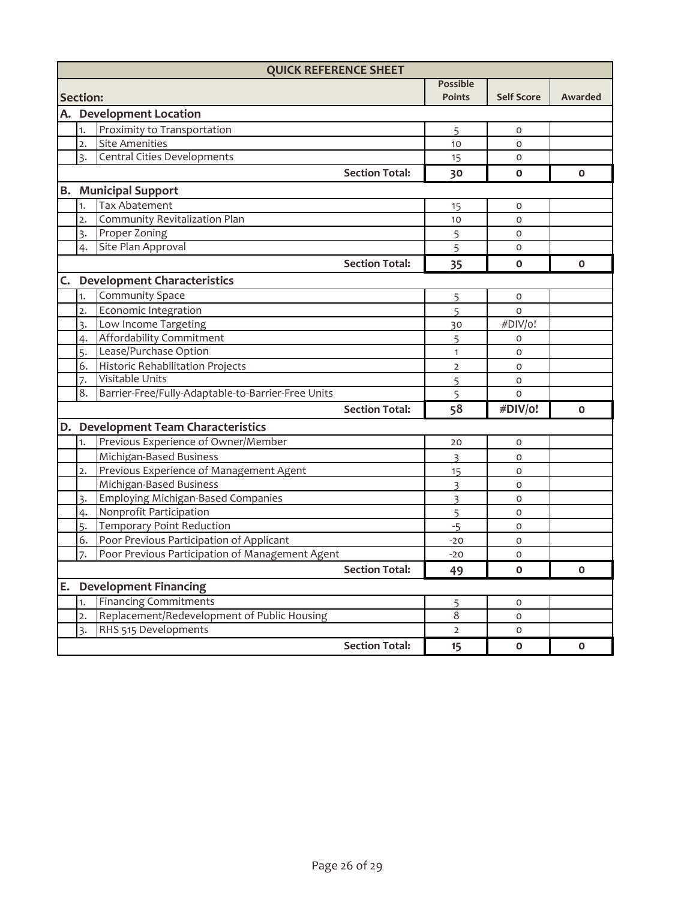| QUICK REFERENCE SHEET | | | | | |
|---|---|---|---|---|---|
| **Section:** | | | **Possible Points** | **Self Score** | **Awarded** |
| **A.** | **Development Location** | | | | |
| | 1. | Proximity to Transportation | 5 | 0 | |
| | 2. | Site Amenities | 10 | 0 | |
| | 3. | Central Cities Developments | 15 | 0 | |
| | | **Section Total:** | **30** | **0** | **0** |
| **B.** | **Municipal Support** | | | | |
| | 1. | Tax Abatement | 15 | 0 | |
| | 2. | Community Revitalization Plan | 10 | 0 | |
| | 3. | Proper Zoning | 5 | 0 | |
| | 4. | Site Plan Approval | 5 | 0 | |
| | | **Section Total:** | **35** | **0** | **0** |
| **C.** | **Development Characteristics** | | | | |
| | 1. | Community Space | 5 | 0 | |
| | 2. | Economic Integration | 5 | 0 | |
| | 3. | Low Income Targeting | 30 | #DIV/0! | |
| | 4. | Affordability Commitment | 5 | 0 | |
| | 5. | Lease/Purchase Option | 1 | 0 | |
| | 6. | Historic Rehabilitation Projects | 2 | 0 | |
| | 7. | Visitable Units | 5 | 0 | |
| | 8. | Barrier-Free/Fully-Adaptable-to-Barrier-Free Units | 5 | 0 | |
| | | **Section Total:** | **58** | **#DIV/0!** | **0** |
| **D.** | **Development Team Characteristics** | | | | |
| | 1. | Previous Experience of Owner/Member | 20 | 0 | |
| | | Michigan-Based Business | 3 | 0 | |
| | 2. | Previous Experience of Management Agent | 15 | 0 | |
| | | Michigan-Based Business | 3 | 0 | |
| | 3. | Employing Michigan-Based Companies | 3 | 0 | |
| | 4. | Nonprofit Participation | 5 | 0 | |
| | 5. | Temporary Point Reduction | -5 | 0 | |
| | 6. | Poor Previous Participation of Applicant | -20 | 0 | |
| | 7. | Poor Previous Participation of Management Agent | -20 | 0 | |
| | | **Section Total:** | **49** | **0** | **0** |
| **E.** | **Development Financing** | | | | |
| | 1. | Financing Commitments | 5 | 0 | |
| | 2. | Replacement/Redevelopment of Public Housing | 8 | 0 | |
| | 3. | RHS 515 Developments | 2 | 0 | |
| | | **Section Total:** | **15** | **0** | **0** |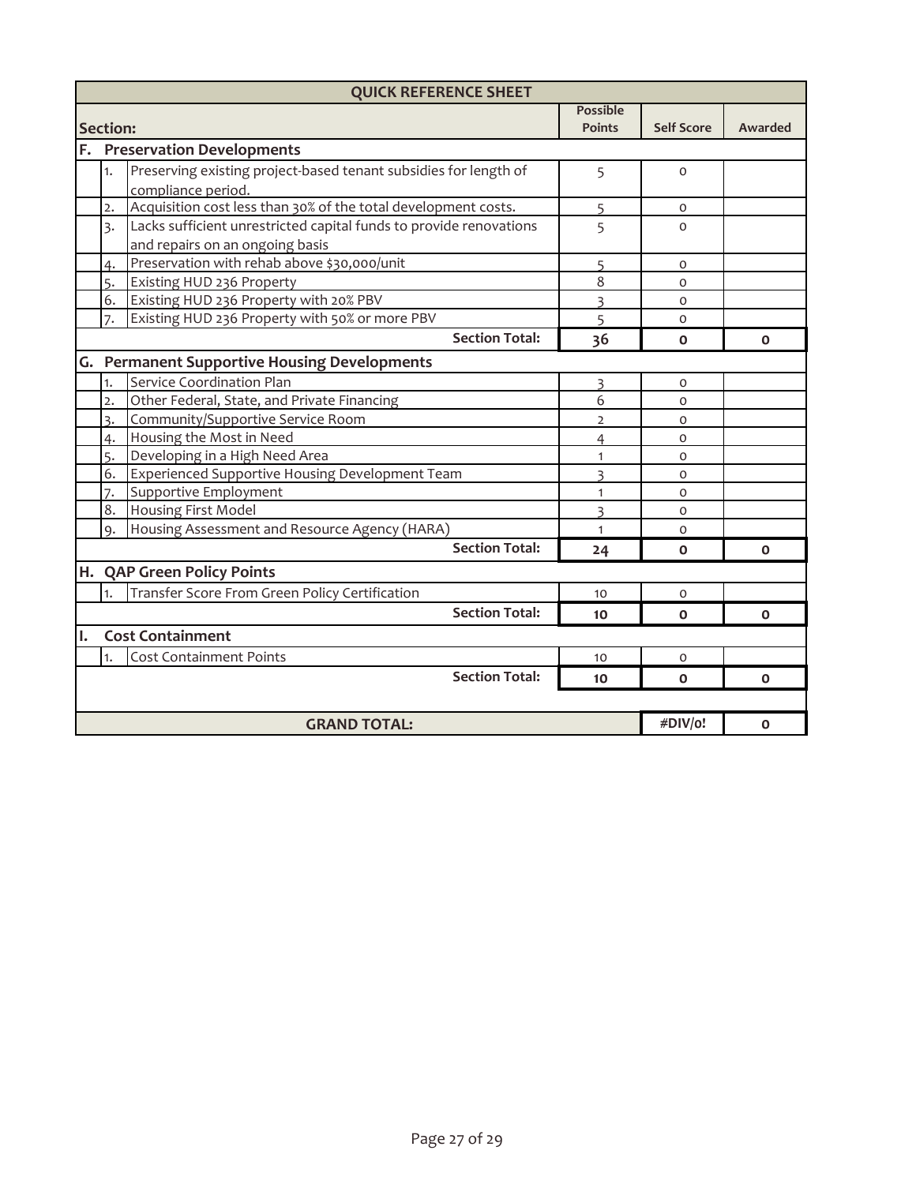| QUICK REFERENCE SHEET | | | | | |
|---|---|---|---|---|---|
| **Section:** | | | **Possible Points** | **Self Score** | **Awarded** |
| **F.** | **Preservation Developments** | | | | |
| | 1. | Preserving existing project-based tenant subsidies for length of compliance period. | 5 | 0 | |
| | 2. | Acquisition cost less than 30% of the total development costs. | 5 | 0 | |
| | 3. | Lacks sufficient unrestricted capital funds to provide renovations and repairs on an ongoing basis | 5 | 0 | |
| | 4. | Preservation with rehab above $30,000/unit | 5 | 0 | |
| | 5. | Existing HUD 236 Property | 8 | 0 | |
| | 6. | Existing HUD 236 Property with 20% PBV | 3 | 0 | |
| | 7. | Existing HUD 236 Property with 50% or more PBV | 5 | 0 | |
| | | **Section Total:** | **36** | **0** | **0** |
| **G.** | **Permanent Supportive Housing Developments** | | | | |
| | 1. | Service Coordination Plan | 3 | 0 | |
| | 2. | Other Federal, State, and Private Financing | 6 | 0 | |
| | 3. | Community/Supportive Service Room | 2 | 0 | |
| | 4. | Housing the Most in Need | 4 | 0 | |
| | 5. | Developing in a High Need Area | 1 | 0 | |
| | 6. | Experienced Supportive Housing Development Team | 3 | 0 | |
| | 7. | Supportive Employment | 1 | 0 | |
| | 8. | Housing First Model | 3 | 0 | |
| | 9. | Housing Assessment and Resource Agency (HARA) | 1 | 0 | |
| | | **Section Total:** | **24** | **0** | **0** |
| **H.** | **QAP Green Policy Points** | | | | |
| | 1. | Transfer Score From Green Policy Certification | 10 | 0 | |
| | | **Section Total:** | **10** | **0** | **0** |
| **I.** | **Cost Containment** | | | | |
| | 1. | Cost Containment Points | 10 | 0 | |
| | | **Section Total:** | **10** | **0** | **0** |
| | | **GRAND TOTAL:** | | **#DIV/0!** | **0** |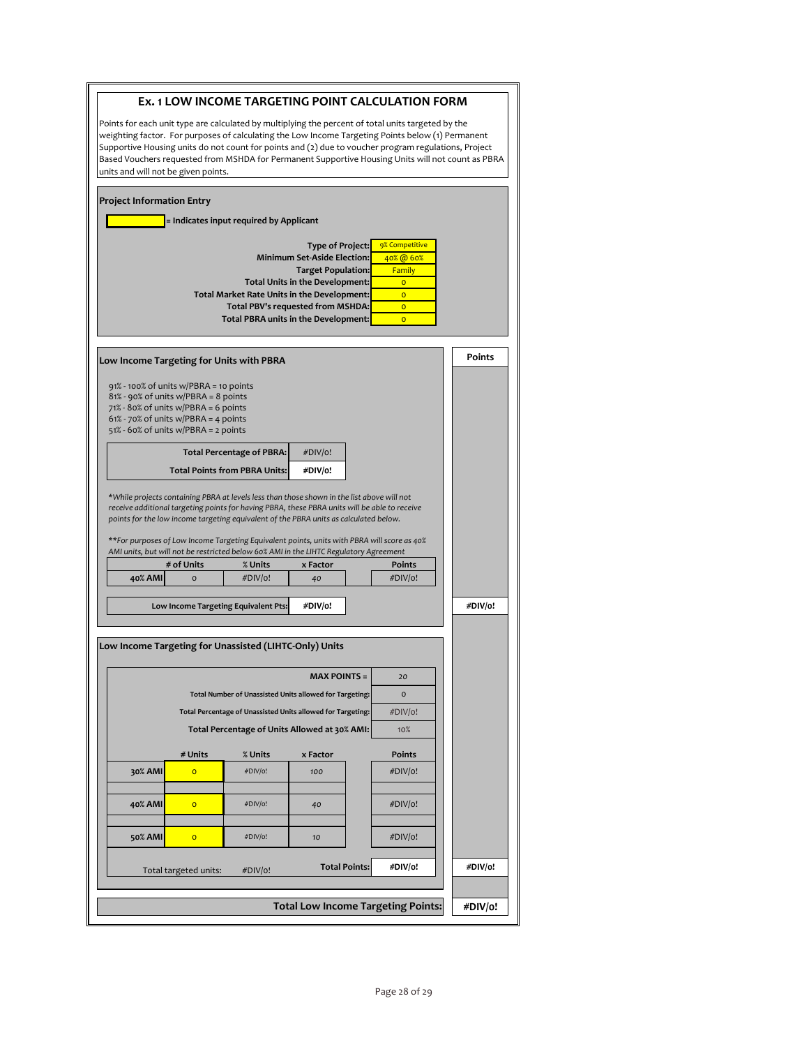# Ex. 1 LOW INCOME TARGETING POINT CALCULATION FORM

Points for each unit type are calculated by multiplying the percent of total units targeted by the weighting factor. For purposes of calculating the Low Income Targeting Points below (1) Permanent Supportive Housing units do not count for points and (2) due to voucher program regulations, Project Based Vouchers requested from MSHDA for Permanent Supportive Housing Units will not count as PBRA units and will not be given points.

## Project Information Entry

= Indicates input required by Applicant

| | |
|---|---|
| **Type of Project:** | 9% Competitive |
| **Minimum Set-Aside Election:** | 40% @ 60% |
| **Target Population:** | Family |
| **Total Units in the Development:** | 0 |
| **Total Market Rate Units in the Development:** | 0 |
| **Total PBV's requested from MSHDA:** | 0 |
| **Total PBRA units in the Development:** | 0 |

## Low Income Targeting for Units with PBRA

**Points**

91% - 100% of units w/PBRA = 10 points
81% - 90% of units w/PBRA = 8 points
71% - 80% of units w/PBRA = 6 points
61% - 70% of units w/PBRA = 4 points
51% - 60% of units w/PBRA = 2 points

| | |
|---|---|
| **Total Percentage of PBRA:** | #DIV/0! |
| **Total Points from PBRA Units:** | **#DIV/0!** |

*\*While projects containing PBRA at levels less than those shown in the list above will not receive additional targeting points for having PBRA, these PBRA units will be able to receive points for the low income targeting equivalent of the PBRA units as calculated below.*

*\*\*For purposes of Low Income Targeting Equivalent points, units with PBRA will score as 40% AMI units, but will not be restricted below 60% AMI in the LIHTC Regulatory Agreement*

| | # of Units | % Units | x Factor | Points |
|---|---|---|---|---|
| **40% AMI** | 0 | #DIV/0! | 40 | #DIV/0! |

**Low Income Targeting Equivalent Pts:** **#DIV/0!**

**#DIV/0!**

## Low Income Targeting for Unassisted (LIHTC-Only) Units

| | |
|---|---|
| **MAX POINTS =** | 20 |
| **Total Number of Unassisted Units allowed for Targeting:** | 0 |
| **Total Percentage of Unassisted Units allowed for Targeting:** | #DIV/0! |
| **Total Percentage of Units Allowed at 30% AMI:** | 10% |

| | # Units | % Units | x Factor | Points |
|---|---|---|---|---|
| **30% AMI** | 0 | #DIV/0! | 100 | #DIV/0! |
| **40% AMI** | 0 | #DIV/0! | 40 | #DIV/0! |
| **50% AMI** | 0 | #DIV/0! | 10 | #DIV/0! |
| Total targeted units: | | #DIV/0! | **Total Points:** | **#DIV/0!** |

**#DIV/0!**

**Total Low Income Targeting Points:** **#DIV/0!**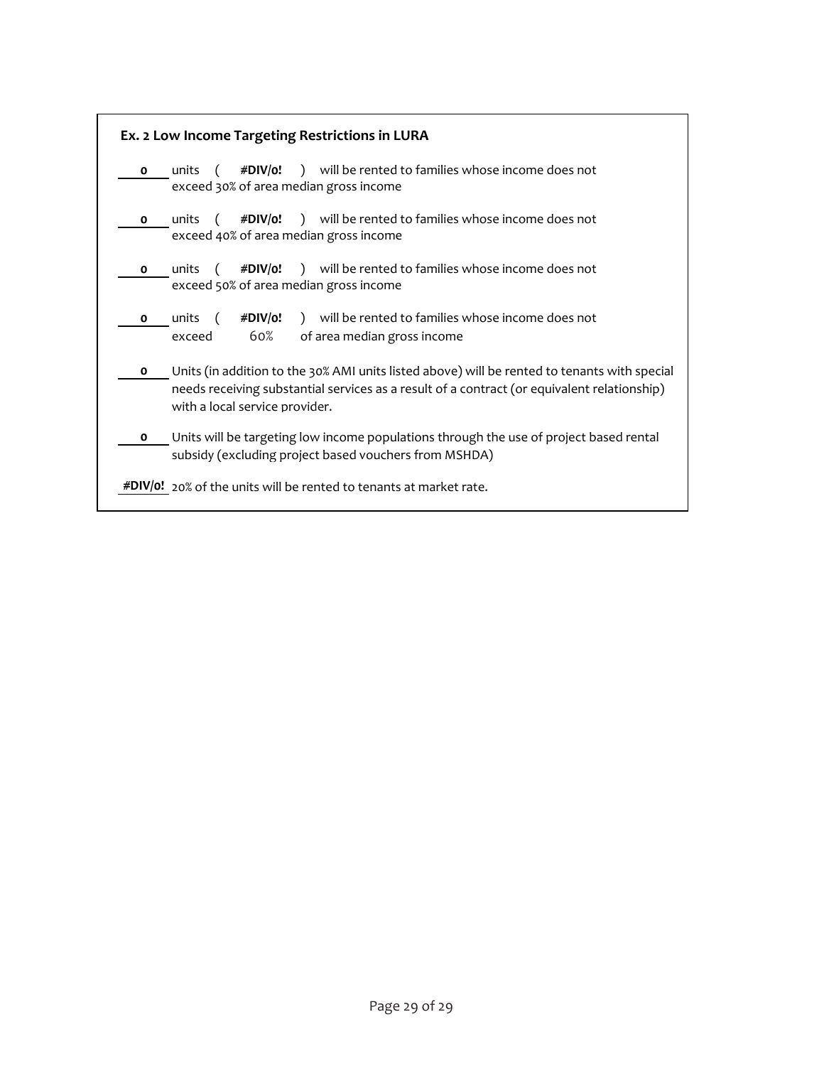### Ex. 2 Low Income Targeting Restrictions in LURA

**0** units ( **#DIV/0!** ) will be rented to families whose income does not exceed 30% of area median gross income

**0** units ( **#DIV/0!** ) will be rented to families whose income does not exceed 40% of area median gross income

**0** units ( **#DIV/0!** ) will be rented to families whose income does not exceed 50% of area median gross income

**0** units ( **#DIV/0!** ) will be rented to families whose income does not exceed 60% of area median gross income

**0** Units (in addition to the 30% AMI units listed above) will be rented to tenants with special needs receiving substantial services as a result of a contract (or equivalent relationship) with a local service provider.

**0** Units will be targeting low income populations through the use of project based rental subsidy (excluding project based vouchers from MSHDA)

**#DIV/0!** 20% of the units will be rented to tenants at market rate.